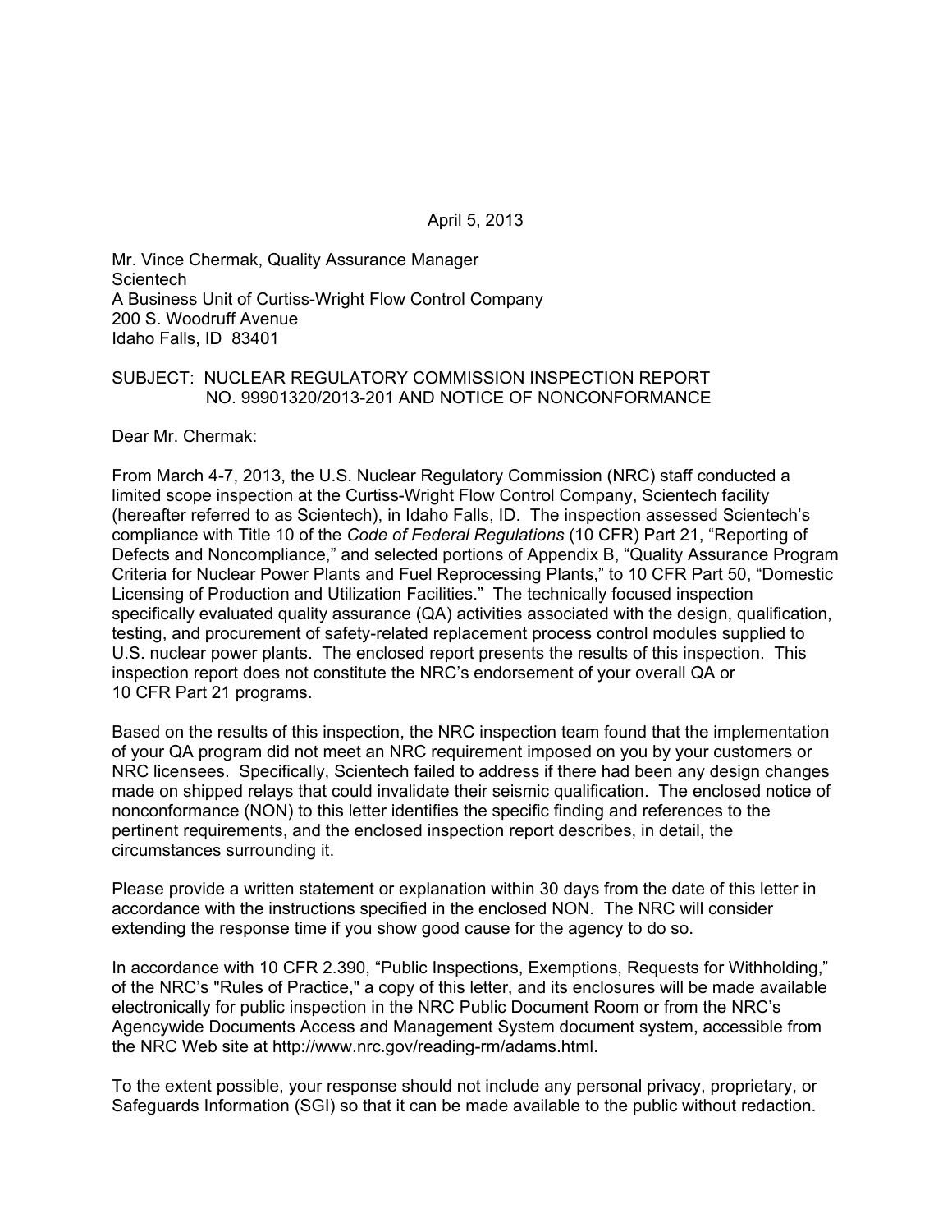April 5, 2013

Mr. Vince Chermak, Quality Assurance Manager
Scientech
A Business Unit of Curtiss-Wright Flow Control Company
200 S. Woodruff Avenue
Idaho Falls, ID 83401

SUBJECT: NUCLEAR REGULATORY COMMISSION INSPECTION REPORT NO. 99901320/2013-201 AND NOTICE OF NONCONFORMANCE

Dear Mr. Chermak:

From March 4-7, 2013, the U.S. Nuclear Regulatory Commission (NRC) staff conducted a limited scope inspection at the Curtiss-Wright Flow Control Company, Scientech facility (hereafter referred to as Scientech), in Idaho Falls, ID. The inspection assessed Scientech's compliance with Title 10 of the *Code of Federal Regulations* (10 CFR) Part 21, "Reporting of Defects and Noncompliance," and selected portions of Appendix B, "Quality Assurance Program Criteria for Nuclear Power Plants and Fuel Reprocessing Plants," to 10 CFR Part 50, "Domestic Licensing of Production and Utilization Facilities." The technically focused inspection specifically evaluated quality assurance (QA) activities associated with the design, qualification, testing, and procurement of safety-related replacement process control modules supplied to U.S. nuclear power plants. The enclosed report presents the results of this inspection. This inspection report does not constitute the NRC's endorsement of your overall QA or 10 CFR Part 21 programs.

Based on the results of this inspection, the NRC inspection team found that the implementation of your QA program did not meet an NRC requirement imposed on you by your customers or NRC licensees. Specifically, Scientech failed to address if there had been any design changes made on shipped relays that could invalidate their seismic qualification. The enclosed notice of nonconformance (NON) to this letter identifies the specific finding and references to the pertinent requirements, and the enclosed inspection report describes, in detail, the circumstances surrounding it.

Please provide a written statement or explanation within 30 days from the date of this letter in accordance with the instructions specified in the enclosed NON. The NRC will consider extending the response time if you show good cause for the agency to do so.

In accordance with 10 CFR 2.390, "Public Inspections, Exemptions, Requests for Withholding," of the NRC's "Rules of Practice," a copy of this letter, and its enclosures will be made available electronically for public inspection in the NRC Public Document Room or from the NRC's Agencywide Documents Access and Management System document system, accessible from the NRC Web site at http://www.nrc.gov/reading-rm/adams.html.

To the extent possible, your response should not include any personal privacy, proprietary, or Safeguards Information (SGI) so that it can be made available to the public without redaction.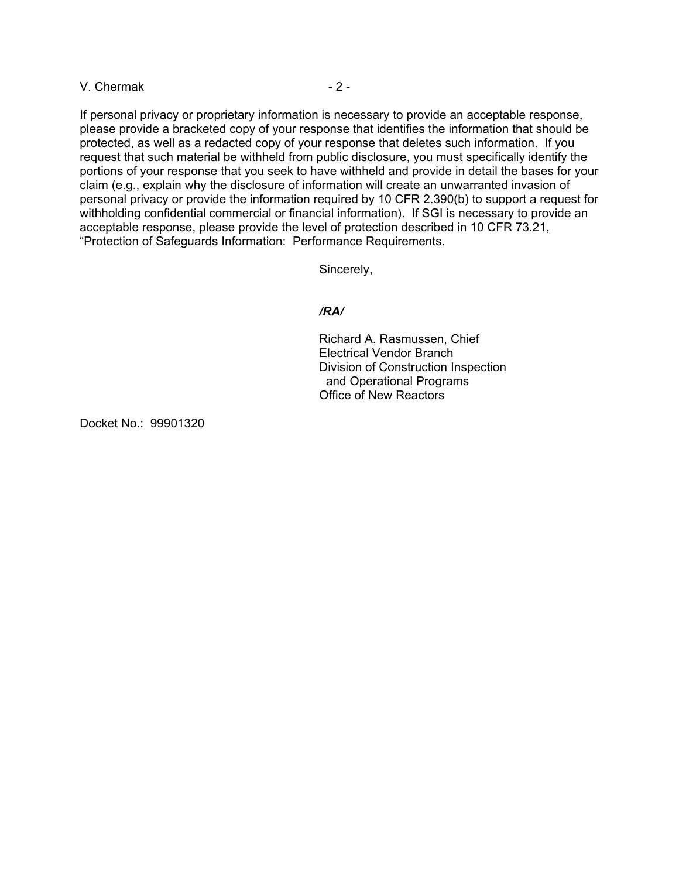If personal privacy or proprietary information is necessary to provide an acceptable response, please provide a bracketed copy of your response that identifies the information that should be protected, as well as a redacted copy of your response that deletes such information. If you request that such material be withheld from public disclosure, you must specifically identify the portions of your response that you seek to have withheld and provide in detail the bases for your claim (e.g., explain why the disclosure of information will create an unwarranted invasion of personal privacy or provide the information required by 10 CFR 2.390(b) to support a request for withholding confidential commercial or financial information). If SGI is necessary to provide an acceptable response, please provide the level of protection described in 10 CFR 73.21, "Protection of Safeguards Information: Performance Requirements.

Sincerely,

*/RA/*

Richard A. Rasmussen, Chief
Electrical Vendor Branch
Division of Construction Inspection
and Operational Programs
Office of New Reactors

Docket No.: 99901320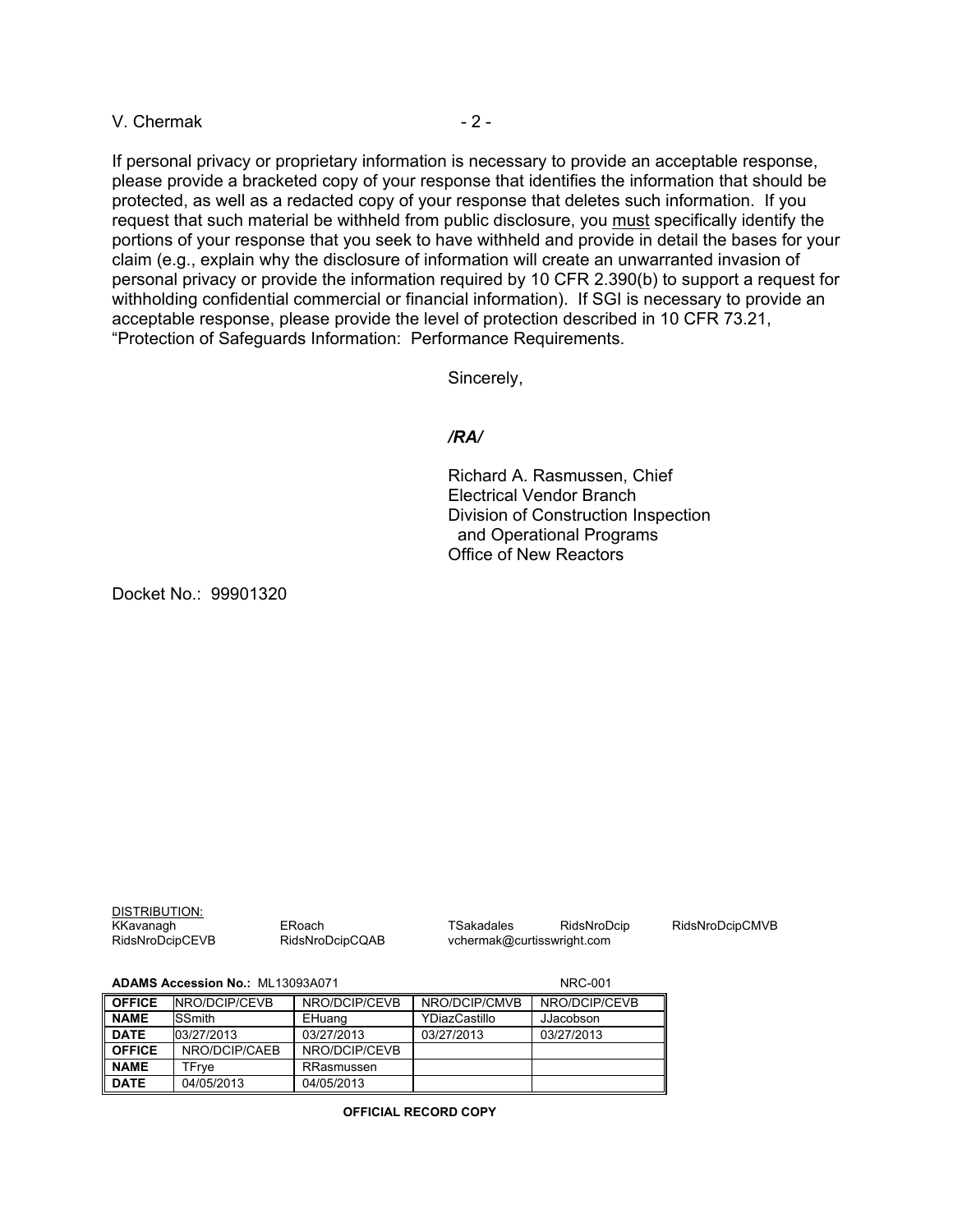V. Chermak

If personal privacy or proprietary information is necessary to provide an acceptable response, please provide a bracketed copy of your response that identifies the information that should be protected, as well as a redacted copy of your response that deletes such information. If you request that such material be withheld from public disclosure, you must specifically identify the portions of your response that you seek to have withheld and provide in detail the bases for your claim (e.g., explain why the disclosure of information will create an unwarranted invasion of personal privacy or provide the information required by 10 CFR 2.390(b) to support a request for withholding confidential commercial or financial information). If SGI is necessary to provide an acceptable response, please provide the level of protection described in 10 CFR 73.21, "Protection of Safeguards Information: Performance Requirements.

Sincerely,

*/RA/*

Richard A. Rasmussen, Chief
Electrical Vendor Branch
Division of Construction Inspection
and Operational Programs
Office of New Reactors

Docket No.: 99901320

DISTRIBUTION:
KKavanagh ERoach TSakadales RidsNroDcip RidsNroDcipCMVB
RidsNroDcipCEVB RidsNroDcipCQAB vchermak@curtisswright.com

**ADAMS Accession No.:** ML13093A071 NRC-001

| OFFICE | NRO/DCIP/CEVB | NRO/DCIP/CEVB | NRO/DCIP/CMVB | NRO/DCIP/CEVB |
|---|---|---|---|---|
| NAME | SSmith | EHuang | YDiazCastillo | JJacobson |
| DATE | 03/27/2013 | 03/27/2013 | 03/27/2013 | 03/27/2013 |
| OFFICE | NRO/DCIP/CAEB | NRO/DCIP/CEVB | | |
| NAME | TFrye | RRasmussen | | |
| DATE | 04/05/2013 | 04/05/2013 | | |

**OFFICIAL RECORD COPY**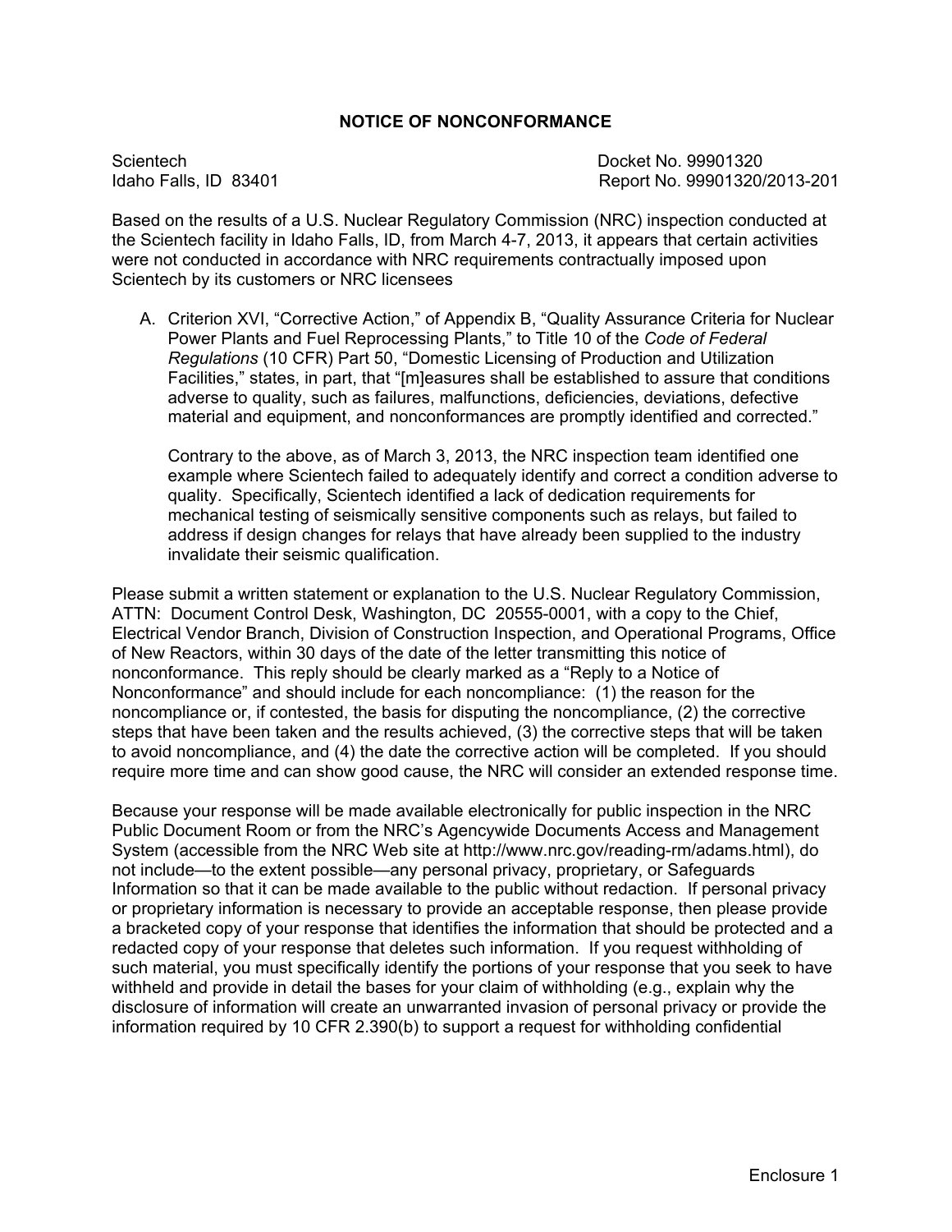## NOTICE OF NONCONFORMANCE

Scientech
Idaho Falls, ID 83401

Docket No. 99901320
Report No. 99901320/2013-201

Based on the results of a U.S. Nuclear Regulatory Commission (NRC) inspection conducted at the Scientech facility in Idaho Falls, ID, from March 4-7, 2013, it appears that certain activities were not conducted in accordance with NRC requirements contractually imposed upon Scientech by its customers or NRC licensees

A. Criterion XVI, "Corrective Action," of Appendix B, "Quality Assurance Criteria for Nuclear Power Plants and Fuel Reprocessing Plants," to Title 10 of the *Code of Federal Regulations* (10 CFR) Part 50, "Domestic Licensing of Production and Utilization Facilities," states, in part, that "[m]easures shall be established to assure that conditions adverse to quality, such as failures, malfunctions, deficiencies, deviations, defective material and equipment, and nonconformances are promptly identified and corrected."

   Contrary to the above, as of March 3, 2013, the NRC inspection team identified one example where Scientech failed to adequately identify and correct a condition adverse to quality. Specifically, Scientech identified a lack of dedication requirements for mechanical testing of seismically sensitive components such as relays, but failed to address if design changes for relays that have already been supplied to the industry invalidate their seismic qualification.

Please submit a written statement or explanation to the U.S. Nuclear Regulatory Commission, ATTN: Document Control Desk, Washington, DC 20555-0001, with a copy to the Chief, Electrical Vendor Branch, Division of Construction Inspection, and Operational Programs, Office of New Reactors, within 30 days of the date of the letter transmitting this notice of nonconformance. This reply should be clearly marked as a "Reply to a Notice of Nonconformance" and should include for each noncompliance: (1) the reason for the noncompliance or, if contested, the basis for disputing the noncompliance, (2) the corrective steps that have been taken and the results achieved, (3) the corrective steps that will be taken to avoid noncompliance, and (4) the date the corrective action will be completed. If you should require more time and can show good cause, the NRC will consider an extended response time.

Because your response will be made available electronically for public inspection in the NRC Public Document Room or from the NRC's Agencywide Documents Access and Management System (accessible from the NRC Web site at http://www.nrc.gov/reading-rm/adams.html), do not include—to the extent possible—any personal privacy, proprietary, or Safeguards Information so that it can be made available to the public without redaction. If personal privacy or proprietary information is necessary to provide an acceptable response, then please provide a bracketed copy of your response that identifies the information that should be protected and a redacted copy of your response that deletes such information. If you request withholding of such material, you must specifically identify the portions of your response that you seek to have withheld and provide in detail the bases for your claim of withholding (e.g., explain why the disclosure of information will create an unwarranted invasion of personal privacy or provide the information required by 10 CFR 2.390(b) to support a request for withholding confidential

Enclosure 1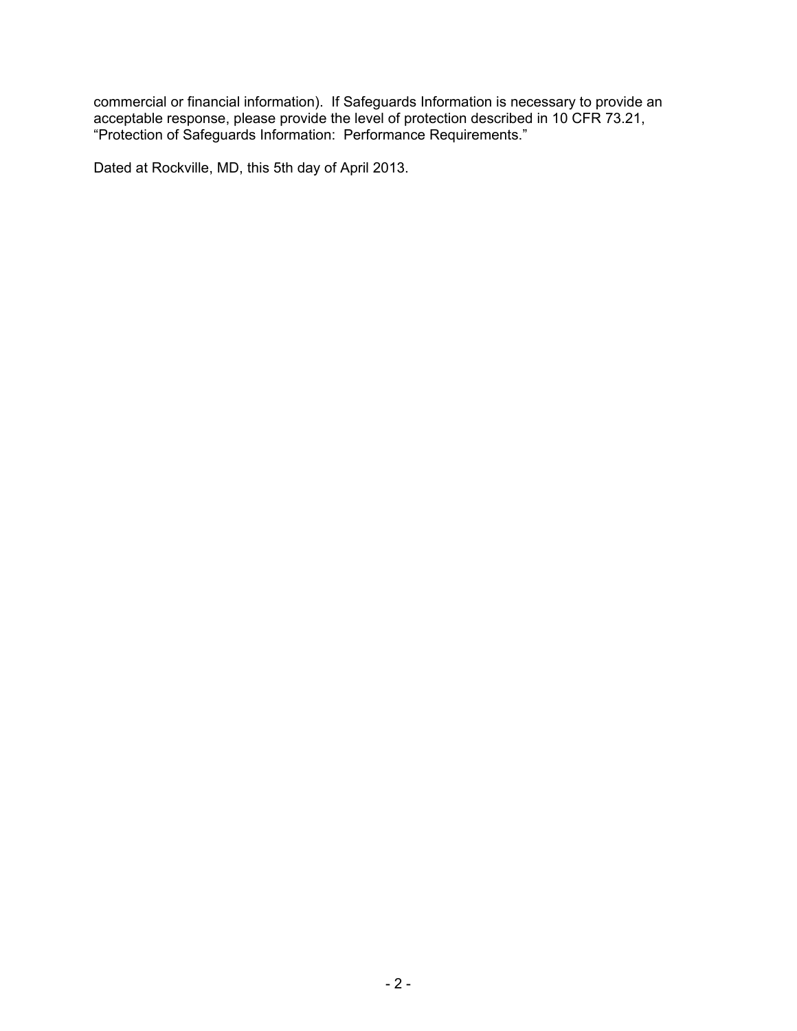commercial or financial information). If Safeguards Information is necessary to provide an acceptable response, please provide the level of protection described in 10 CFR 73.21, "Protection of Safeguards Information: Performance Requirements."

Dated at Rockville, MD, this 5th day of April 2013.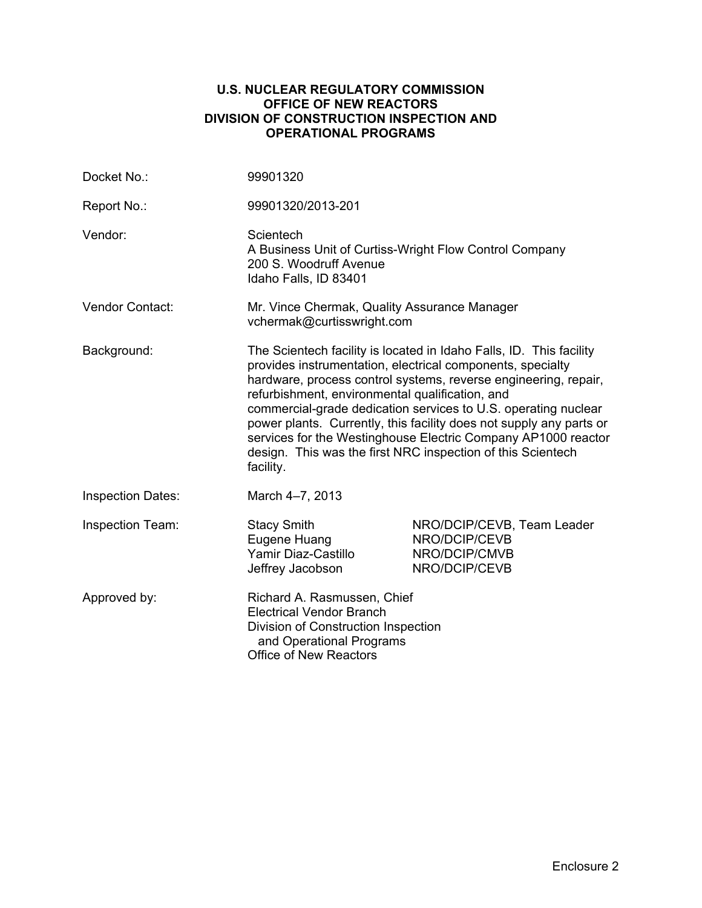**U.S. NUCLEAR REGULATORY COMMISSION**
**OFFICE OF NEW REACTORS**
**DIVISION OF CONSTRUCTION INSPECTION AND OPERATIONAL PROGRAMS**

| | |
|---|---|
| Docket No.: | 99901320 |
| Report No.: | 99901320/2013-201 |
| Vendor: | Scientech<br>A Business Unit of Curtiss-Wright Flow Control Company<br>200 S. Woodruff Avenue<br>Idaho Falls, ID 83401 |
| Vendor Contact: | Mr. Vince Chermak, Quality Assurance Manager<br>vchermak@curtisswright.com |
| Background: | The Scientech facility is located in Idaho Falls, ID. This facility provides instrumentation, electrical components, specialty hardware, process control systems, reverse engineering, repair, refurbishment, environmental qualification, and commercial-grade dedication services to U.S. operating nuclear power plants. Currently, this facility does not supply any parts or services for the Westinghouse Electric Company AP1000 reactor design. This was the first NRC inspection of this Scientech facility. |
| Inspection Dates: | March 4–7, 2013 |
| Inspection Team: | Stacy Smith — NRO/DCIP/CEVB, Team Leader<br>Eugene Huang — NRO/DCIP/CEVB<br>Yamir Diaz-Castillo — NRO/DCIP/CMVB<br>Jeffrey Jacobson — NRO/DCIP/CEVB |
| Approved by: | Richard A. Rasmussen, Chief<br>Electrical Vendor Branch<br>Division of Construction Inspection and Operational Programs<br>Office of New Reactors |

Enclosure 2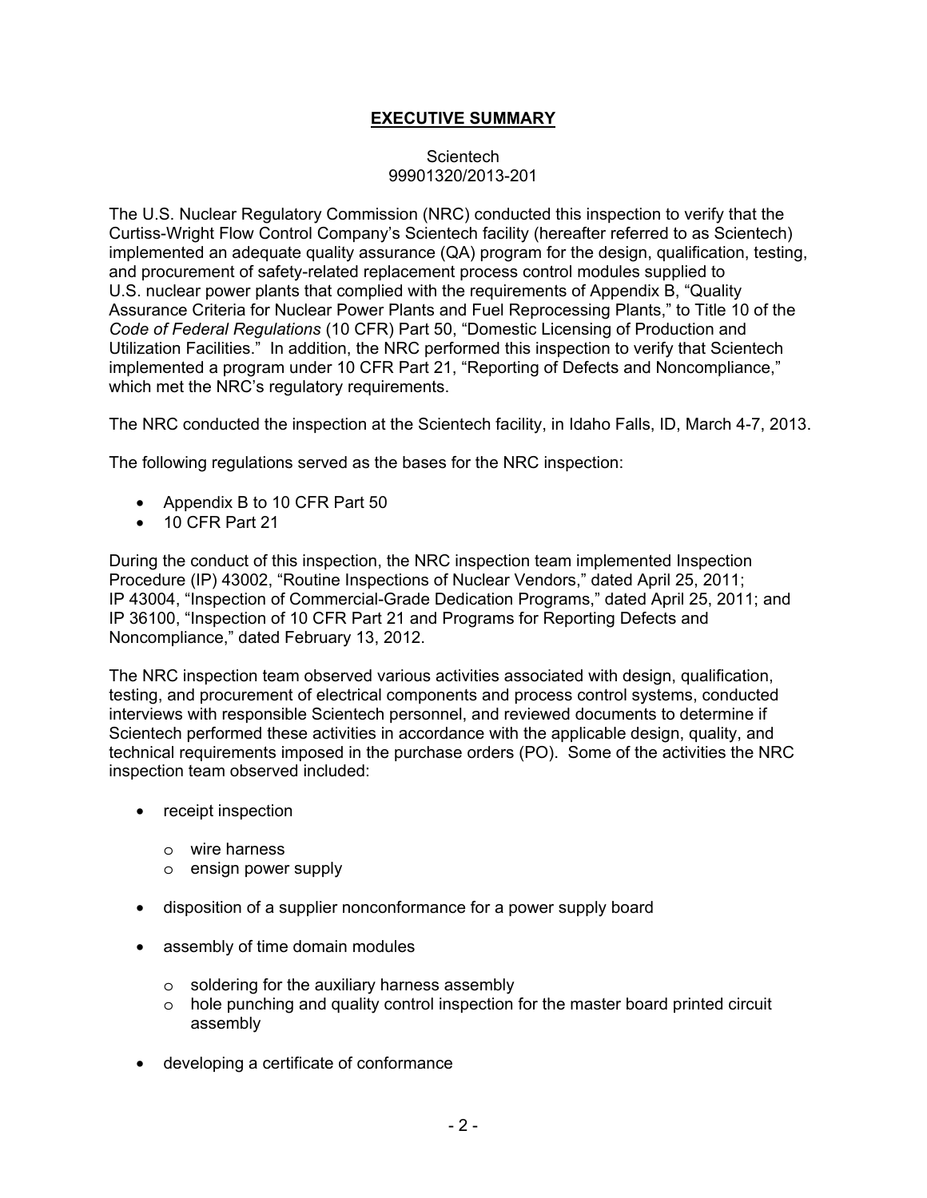## EXECUTIVE SUMMARY

Scientech
99901320/2013-201

The U.S. Nuclear Regulatory Commission (NRC) conducted this inspection to verify that the Curtiss-Wright Flow Control Company's Scientech facility (hereafter referred to as Scientech) implemented an adequate quality assurance (QA) program for the design, qualification, testing, and procurement of safety-related replacement process control modules supplied to U.S. nuclear power plants that complied with the requirements of Appendix B, "Quality Assurance Criteria for Nuclear Power Plants and Fuel Reprocessing Plants," to Title 10 of the *Code of Federal Regulations* (10 CFR) Part 50, "Domestic Licensing of Production and Utilization Facilities." In addition, the NRC performed this inspection to verify that Scientech implemented a program under 10 CFR Part 21, "Reporting of Defects and Noncompliance," which met the NRC's regulatory requirements.

The NRC conducted the inspection at the Scientech facility, in Idaho Falls, ID, March 4-7, 2013.

The following regulations served as the bases for the NRC inspection:

- Appendix B to 10 CFR Part 50
- 10 CFR Part 21

During the conduct of this inspection, the NRC inspection team implemented Inspection Procedure (IP) 43002, "Routine Inspections of Nuclear Vendors," dated April 25, 2011; IP 43004, "Inspection of Commercial-Grade Dedication Programs," dated April 25, 2011; and IP 36100, "Inspection of 10 CFR Part 21 and Programs for Reporting Defects and Noncompliance," dated February 13, 2012.

The NRC inspection team observed various activities associated with design, qualification, testing, and procurement of electrical components and process control systems, conducted interviews with responsible Scientech personnel, and reviewed documents to determine if Scientech performed these activities in accordance with the applicable design, quality, and technical requirements imposed in the purchase orders (PO). Some of the activities the NRC inspection team observed included:

- receipt inspection
  - wire harness
  - ensign power supply
- disposition of a supplier nonconformance for a power supply board
- assembly of time domain modules
  - soldering for the auxiliary harness assembly
  - hole punching and quality control inspection for the master board printed circuit assembly
- developing a certificate of conformance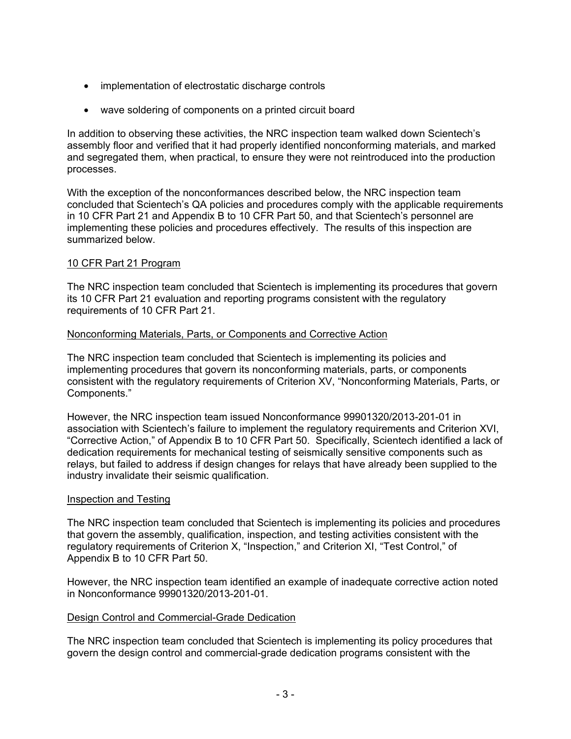- implementation of electrostatic discharge controls
- wave soldering of components on a printed circuit board

In addition to observing these activities, the NRC inspection team walked down Scientech's assembly floor and verified that it had properly identified nonconforming materials, and marked and segregated them, when practical, to ensure they were not reintroduced into the production processes.

With the exception of the nonconformances described below, the NRC inspection team concluded that Scientech's QA policies and procedures comply with the applicable requirements in 10 CFR Part 21 and Appendix B to 10 CFR Part 50, and that Scientech's personnel are implementing these policies and procedures effectively. The results of this inspection are summarized below.

<u>10 CFR Part 21 Program</u>

The NRC inspection team concluded that Scientech is implementing its procedures that govern its 10 CFR Part 21 evaluation and reporting programs consistent with the regulatory requirements of 10 CFR Part 21.

<u>Nonconforming Materials, Parts, or Components and Corrective Action</u>

The NRC inspection team concluded that Scientech is implementing its policies and implementing procedures that govern its nonconforming materials, parts, or components consistent with the regulatory requirements of Criterion XV, "Nonconforming Materials, Parts, or Components."

However, the NRC inspection team issued Nonconformance 99901320/2013-201-01 in association with Scientech's failure to implement the regulatory requirements and Criterion XVI, "Corrective Action," of Appendix B to 10 CFR Part 50. Specifically, Scientech identified a lack of dedication requirements for mechanical testing of seismically sensitive components such as relays, but failed to address if design changes for relays that have already been supplied to the industry invalidate their seismic qualification.

<u>Inspection and Testing</u>

The NRC inspection team concluded that Scientech is implementing its policies and procedures that govern the assembly, qualification, inspection, and testing activities consistent with the regulatory requirements of Criterion X, "Inspection," and Criterion XI, "Test Control," of Appendix B to 10 CFR Part 50.

However, the NRC inspection team identified an example of inadequate corrective action noted in Nonconformance 99901320/2013-201-01.

<u>Design Control and Commercial-Grade Dedication</u>

The NRC inspection team concluded that Scientech is implementing its policy procedures that govern the design control and commercial-grade dedication programs consistent with the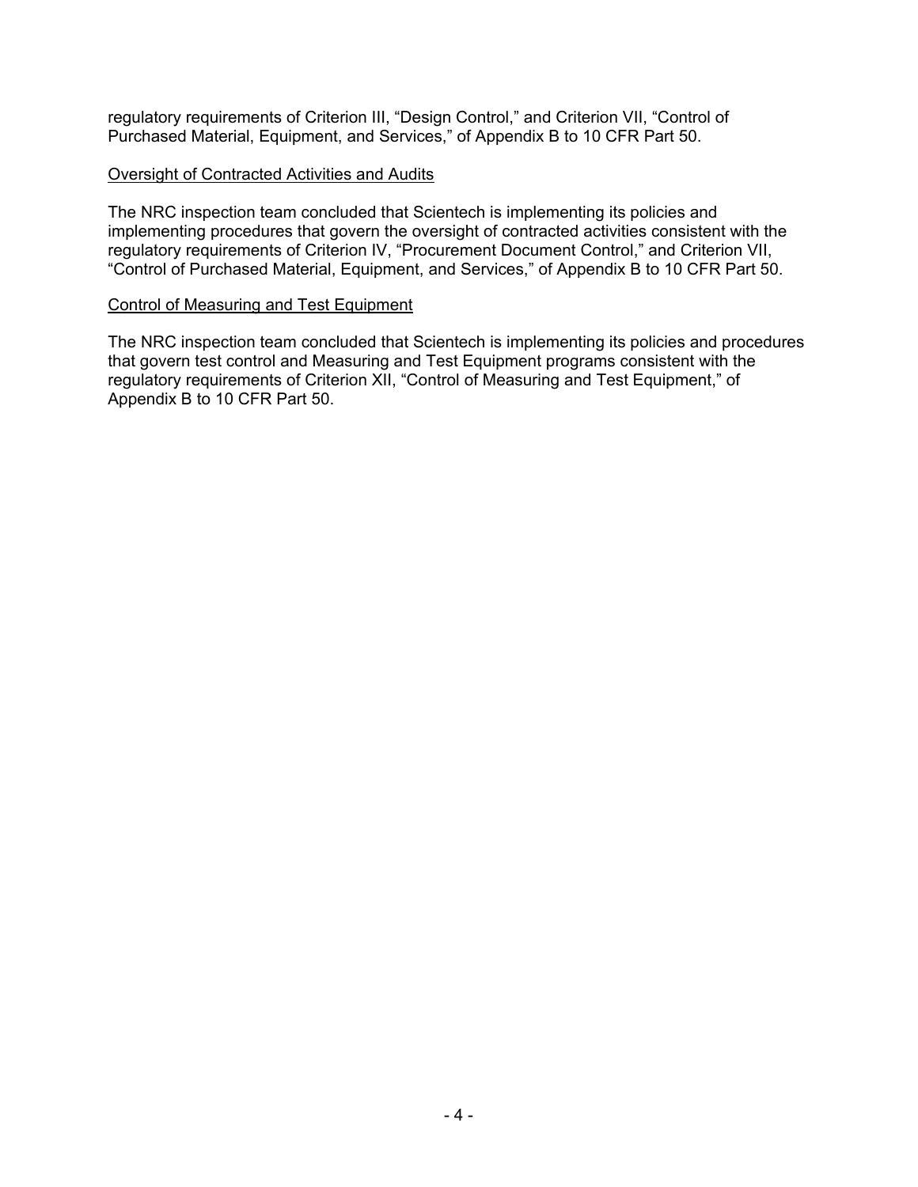regulatory requirements of Criterion III, "Design Control," and Criterion VII, "Control of Purchased Material, Equipment, and Services," of Appendix B to 10 CFR Part 50.

<u>Oversight of Contracted Activities and Audits</u>

The NRC inspection team concluded that Scientech is implementing its policies and implementing procedures that govern the oversight of contracted activities consistent with the regulatory requirements of Criterion IV, "Procurement Document Control," and Criterion VII, "Control of Purchased Material, Equipment, and Services," of Appendix B to 10 CFR Part 50.

<u>Control of Measuring and Test Equipment</u>

The NRC inspection team concluded that Scientech is implementing its policies and procedures that govern test control and Measuring and Test Equipment programs consistent with the regulatory requirements of Criterion XII, "Control of Measuring and Test Equipment," of Appendix B to 10 CFR Part 50.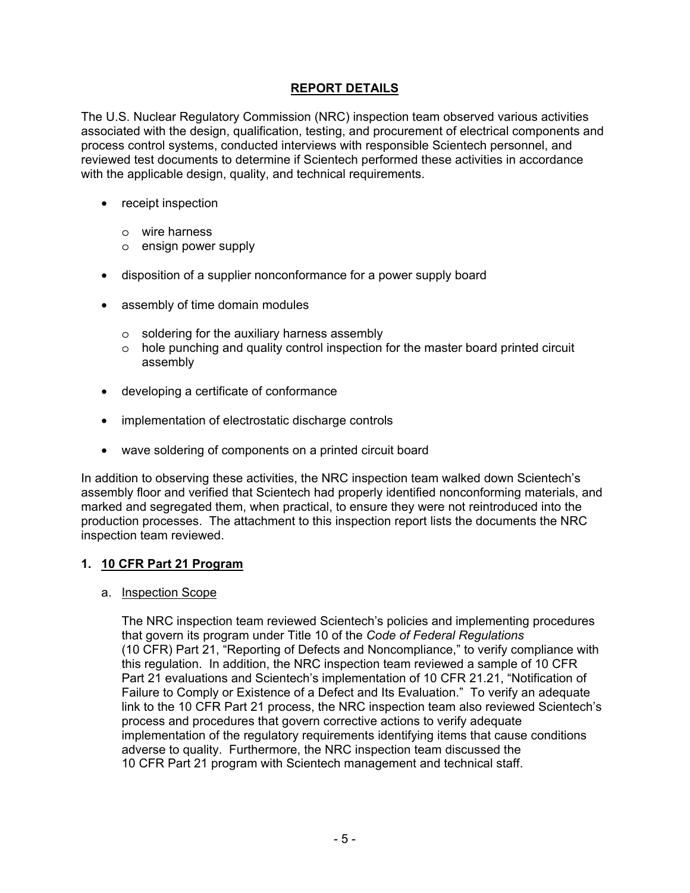## REPORT DETAILS

The U.S. Nuclear Regulatory Commission (NRC) inspection team observed various activities associated with the design, qualification, testing, and procurement of electrical components and process control systems, conducted interviews with responsible Scientech personnel, and reviewed test documents to determine if Scientech performed these activities in accordance with the applicable design, quality, and technical requirements.

- receipt inspection
  - wire harness
  - ensign power supply
- disposition of a supplier nonconformance for a power supply board
- assembly of time domain modules
  - soldering for the auxiliary harness assembly
  - hole punching and quality control inspection for the master board printed circuit assembly
- developing a certificate of conformance
- implementation of electrostatic discharge controls
- wave soldering of components on a printed circuit board

In addition to observing these activities, the NRC inspection team walked down Scientech's assembly floor and verified that Scientech had properly identified nonconforming materials, and marked and segregated them, when practical, to ensure they were not reintroduced into the production processes. The attachment to this inspection report lists the documents the NRC inspection team reviewed.

### 1. 10 CFR Part 21 Program

a. Inspection Scope

The NRC inspection team reviewed Scientech's policies and implementing procedures that govern its program under Title 10 of the *Code of Federal Regulations* (10 CFR) Part 21, "Reporting of Defects and Noncompliance," to verify compliance with this regulation. In addition, the NRC inspection team reviewed a sample of 10 CFR Part 21 evaluations and Scientech's implementation of 10 CFR 21.21, "Notification of Failure to Comply or Existence of a Defect and Its Evaluation." To verify an adequate link to the 10 CFR Part 21 process, the NRC inspection team also reviewed Scientech's process and procedures that govern corrective actions to verify adequate implementation of the regulatory requirements identifying items that cause conditions adverse to quality. Furthermore, the NRC inspection team discussed the 10 CFR Part 21 program with Scientech management and technical staff.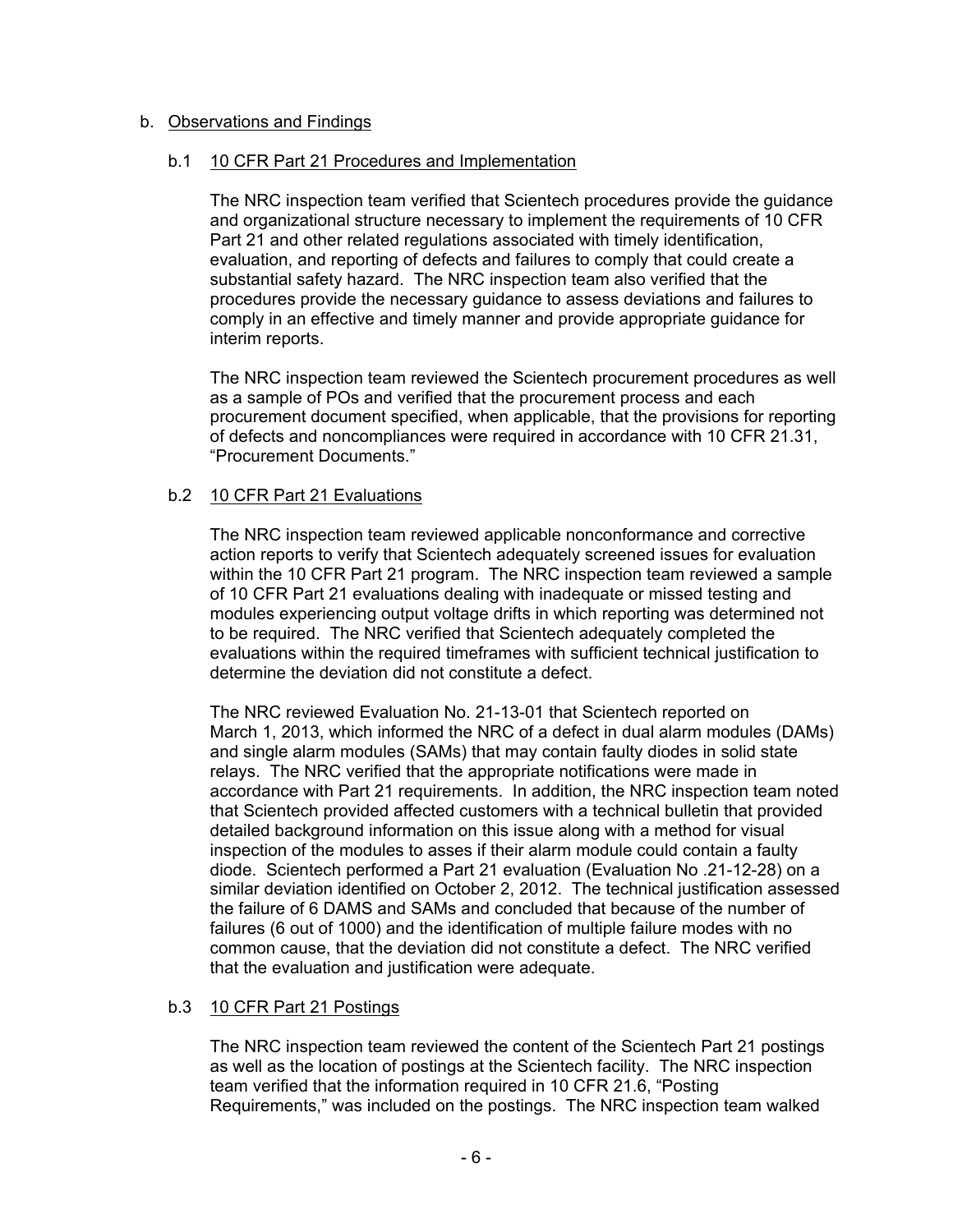b. Observations and Findings

b.1 10 CFR Part 21 Procedures and Implementation

The NRC inspection team verified that Scientech procedures provide the guidance and organizational structure necessary to implement the requirements of 10 CFR Part 21 and other related regulations associated with timely identification, evaluation, and reporting of defects and failures to comply that could create a substantial safety hazard. The NRC inspection team also verified that the procedures provide the necessary guidance to assess deviations and failures to comply in an effective and timely manner and provide appropriate guidance for interim reports.

The NRC inspection team reviewed the Scientech procurement procedures as well as a sample of POs and verified that the procurement process and each procurement document specified, when applicable, that the provisions for reporting of defects and noncompliances were required in accordance with 10 CFR 21.31, "Procurement Documents."

b.2 10 CFR Part 21 Evaluations

The NRC inspection team reviewed applicable nonconformance and corrective action reports to verify that Scientech adequately screened issues for evaluation within the 10 CFR Part 21 program. The NRC inspection team reviewed a sample of 10 CFR Part 21 evaluations dealing with inadequate or missed testing and modules experiencing output voltage drifts in which reporting was determined not to be required. The NRC verified that Scientech adequately completed the evaluations within the required timeframes with sufficient technical justification to determine the deviation did not constitute a defect.

The NRC reviewed Evaluation No. 21-13-01 that Scientech reported on March 1, 2013, which informed the NRC of a defect in dual alarm modules (DAMs) and single alarm modules (SAMs) that may contain faulty diodes in solid state relays. The NRC verified that the appropriate notifications were made in accordance with Part 21 requirements. In addition, the NRC inspection team noted that Scientech provided affected customers with a technical bulletin that provided detailed background information on this issue along with a method for visual inspection of the modules to asses if their alarm module could contain a faulty diode. Scientech performed a Part 21 evaluation (Evaluation No .21-12-28) on a similar deviation identified on October 2, 2012. The technical justification assessed the failure of 6 DAMS and SAMs and concluded that because of the number of failures (6 out of 1000) and the identification of multiple failure modes with no common cause, that the deviation did not constitute a defect. The NRC verified that the evaluation and justification were adequate.

b.3 10 CFR Part 21 Postings

The NRC inspection team reviewed the content of the Scientech Part 21 postings as well as the location of postings at the Scientech facility. The NRC inspection team verified that the information required in 10 CFR 21.6, "Posting Requirements," was included on the postings. The NRC inspection team walked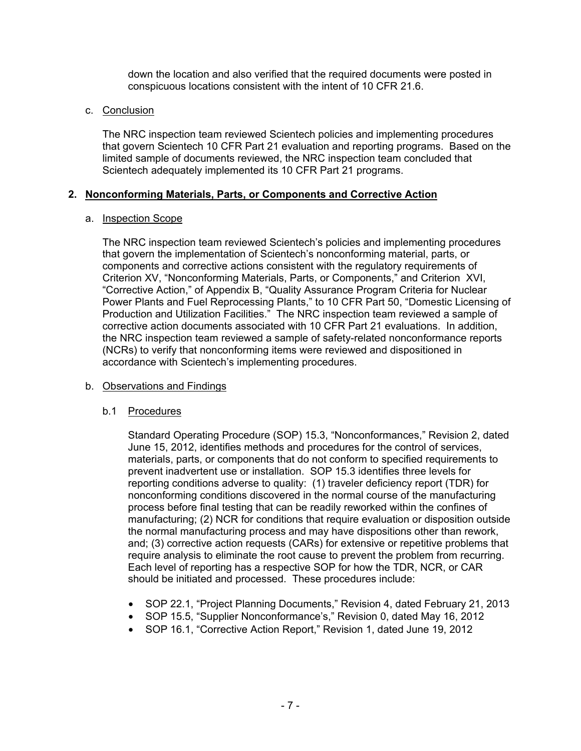down the location and also verified that the required documents were posted in conspicuous locations consistent with the intent of 10 CFR 21.6.

c. Conclusion

The NRC inspection team reviewed Scientech policies and implementing procedures that govern Scientech 10 CFR Part 21 evaluation and reporting programs. Based on the limited sample of documents reviewed, the NRC inspection team concluded that Scientech adequately implemented its 10 CFR Part 21 programs.

## 2. Nonconforming Materials, Parts, or Components and Corrective Action

a. Inspection Scope

The NRC inspection team reviewed Scientech's policies and implementing procedures that govern the implementation of Scientech's nonconforming material, parts, or components and corrective actions consistent with the regulatory requirements of Criterion XV, "Nonconforming Materials, Parts, or Components," and Criterion XVI, "Corrective Action," of Appendix B, "Quality Assurance Program Criteria for Nuclear Power Plants and Fuel Reprocessing Plants," to 10 CFR Part 50, "Domestic Licensing of Production and Utilization Facilities." The NRC inspection team reviewed a sample of corrective action documents associated with 10 CFR Part 21 evaluations. In addition, the NRC inspection team reviewed a sample of safety-related nonconformance reports (NCRs) to verify that nonconforming items were reviewed and dispositioned in accordance with Scientech's implementing procedures.

b. Observations and Findings

b.1 Procedures

Standard Operating Procedure (SOP) 15.3, "Nonconformances," Revision 2, dated June 15, 2012, identifies methods and procedures for the control of services, materials, parts, or components that do not conform to specified requirements to prevent inadvertent use or installation. SOP 15.3 identifies three levels for reporting conditions adverse to quality: (1) traveler deficiency report (TDR) for nonconforming conditions discovered in the normal course of the manufacturing process before final testing that can be readily reworked within the confines of manufacturing; (2) NCR for conditions that require evaluation or disposition outside the normal manufacturing process and may have dispositions other than rework, and; (3) corrective action requests (CARs) for extensive or repetitive problems that require analysis to eliminate the root cause to prevent the problem from recurring. Each level of reporting has a respective SOP for how the TDR, NCR, or CAR should be initiated and processed. These procedures include:

- SOP 22.1, "Project Planning Documents," Revision 4, dated February 21, 2013
- SOP 15.5, "Supplier Nonconformance's," Revision 0, dated May 16, 2012
- SOP 16.1, "Corrective Action Report," Revision 1, dated June 19, 2012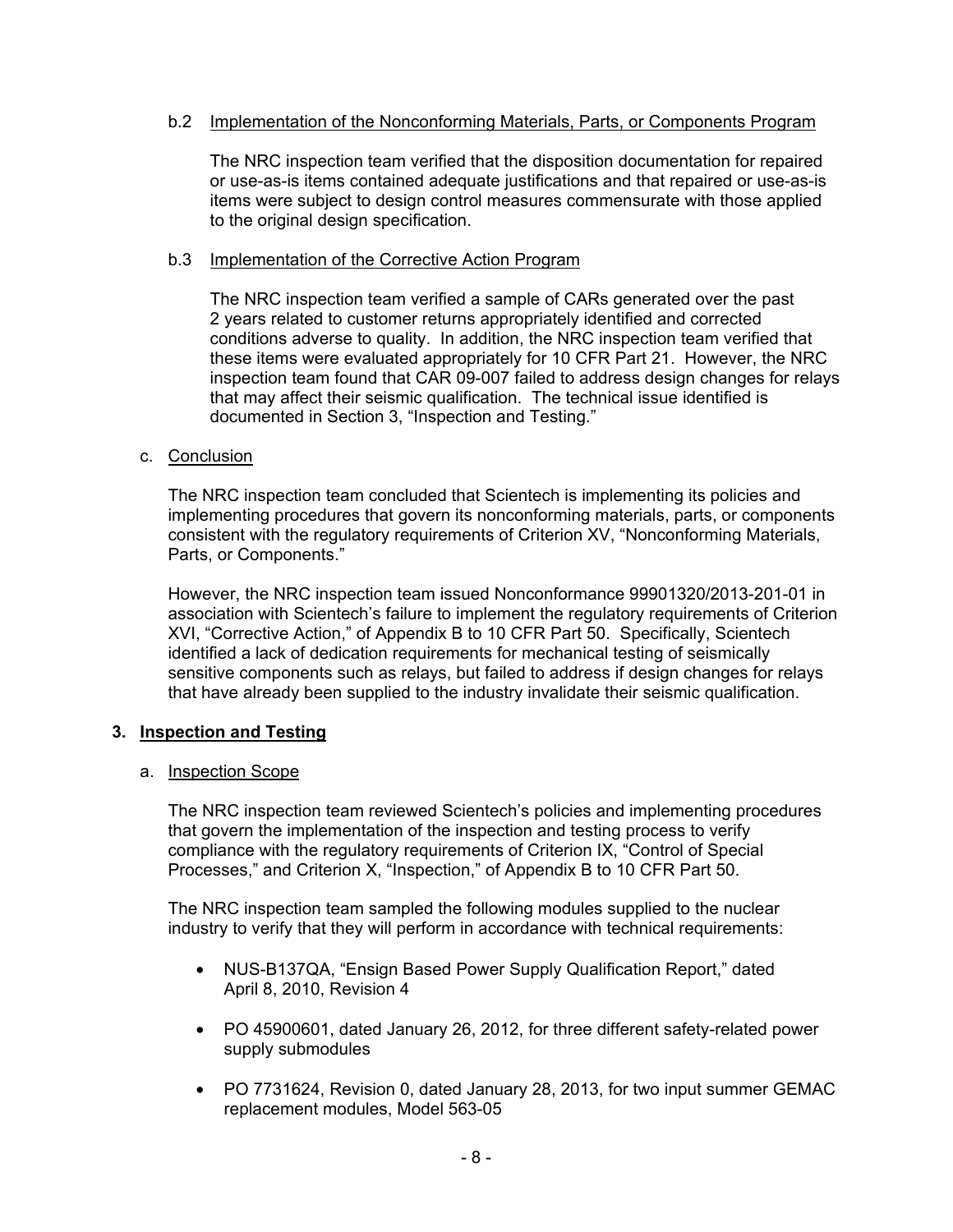b.2 Implementation of the Nonconforming Materials, Parts, or Components Program

The NRC inspection team verified that the disposition documentation for repaired or use-as-is items contained adequate justifications and that repaired or use-as-is items were subject to design control measures commensurate with those applied to the original design specification.

b.3 Implementation of the Corrective Action Program

The NRC inspection team verified a sample of CARs generated over the past 2 years related to customer returns appropriately identified and corrected conditions adverse to quality. In addition, the NRC inspection team verified that these items were evaluated appropriately for 10 CFR Part 21. However, the NRC inspection team found that CAR 09-007 failed to address design changes for relays that may affect their seismic qualification. The technical issue identified is documented in Section 3, "Inspection and Testing."

c. Conclusion

The NRC inspection team concluded that Scientech is implementing its policies and implementing procedures that govern its nonconforming materials, parts, or components consistent with the regulatory requirements of Criterion XV, "Nonconforming Materials, Parts, or Components."

However, the NRC inspection team issued Nonconformance 99901320/2013-201-01 in association with Scientech's failure to implement the regulatory requirements of Criterion XVI, "Corrective Action," of Appendix B to 10 CFR Part 50. Specifically, Scientech identified a lack of dedication requirements for mechanical testing of seismically sensitive components such as relays, but failed to address if design changes for relays that have already been supplied to the industry invalidate their seismic qualification.

## 3. Inspection and Testing

a. Inspection Scope

The NRC inspection team reviewed Scientech's policies and implementing procedures that govern the implementation of the inspection and testing process to verify compliance with the regulatory requirements of Criterion IX, "Control of Special Processes," and Criterion X, "Inspection," of Appendix B to 10 CFR Part 50.

The NRC inspection team sampled the following modules supplied to the nuclear industry to verify that they will perform in accordance with technical requirements:

- NUS-B137QA, "Ensign Based Power Supply Qualification Report," dated April 8, 2010, Revision 4
- PO 45900601, dated January 26, 2012, for three different safety-related power supply submodules
- PO 7731624, Revision 0, dated January 28, 2013, for two input summer GEMAC replacement modules, Model 563-05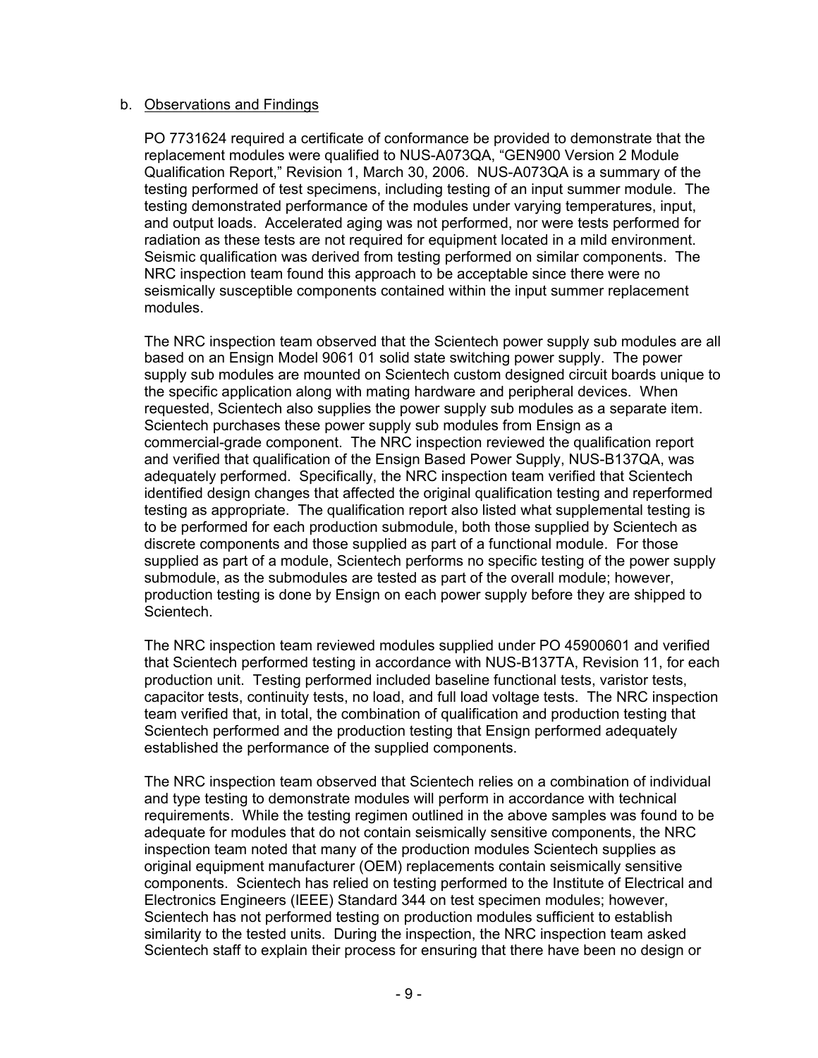b. <u>Observations and Findings</u>

PO 7731624 required a certificate of conformance be provided to demonstrate that the replacement modules were qualified to NUS-A073QA, "GEN900 Version 2 Module Qualification Report," Revision 1, March 30, 2006. NUS-A073QA is a summary of the testing performed of test specimens, including testing of an input summer module. The testing demonstrated performance of the modules under varying temperatures, input, and output loads. Accelerated aging was not performed, nor were tests performed for radiation as these tests are not required for equipment located in a mild environment. Seismic qualification was derived from testing performed on similar components. The NRC inspection team found this approach to be acceptable since there were no seismically susceptible components contained within the input summer replacement modules.

The NRC inspection team observed that the Scientech power supply sub modules are all based on an Ensign Model 9061 01 solid state switching power supply. The power supply sub modules are mounted on Scientech custom designed circuit boards unique to the specific application along with mating hardware and peripheral devices. When requested, Scientech also supplies the power supply sub modules as a separate item. Scientech purchases these power supply sub modules from Ensign as a commercial-grade component. The NRC inspection reviewed the qualification report and verified that qualification of the Ensign Based Power Supply, NUS-B137QA, was adequately performed. Specifically, the NRC inspection team verified that Scientech identified design changes that affected the original qualification testing and reperformed testing as appropriate. The qualification report also listed what supplemental testing is to be performed for each production submodule, both those supplied by Scientech as discrete components and those supplied as part of a functional module. For those supplied as part of a module, Scientech performs no specific testing of the power supply submodule, as the submodules are tested as part of the overall module; however, production testing is done by Ensign on each power supply before they are shipped to Scientech.

The NRC inspection team reviewed modules supplied under PO 45900601 and verified that Scientech performed testing in accordance with NUS-B137TA, Revision 11, for each production unit. Testing performed included baseline functional tests, varistor tests, capacitor tests, continuity tests, no load, and full load voltage tests. The NRC inspection team verified that, in total, the combination of qualification and production testing that Scientech performed and the production testing that Ensign performed adequately established the performance of the supplied components.

The NRC inspection team observed that Scientech relies on a combination of individual and type testing to demonstrate modules will perform in accordance with technical requirements. While the testing regimen outlined in the above samples was found to be adequate for modules that do not contain seismically sensitive components, the NRC inspection team noted that many of the production modules Scientech supplies as original equipment manufacturer (OEM) replacements contain seismically sensitive components. Scientech has relied on testing performed to the Institute of Electrical and Electronics Engineers (IEEE) Standard 344 on test specimen modules; however, Scientech has not performed testing on production modules sufficient to establish similarity to the tested units. During the inspection, the NRC inspection team asked Scientech staff to explain their process for ensuring that there have been no design or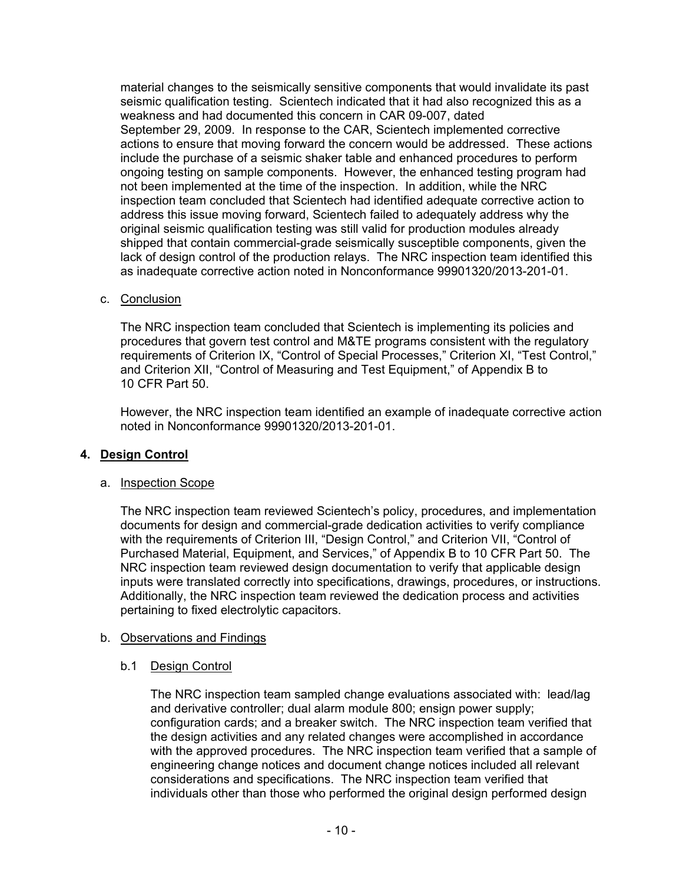material changes to the seismically sensitive components that would invalidate its past seismic qualification testing. Scientech indicated that it had also recognized this as a weakness and had documented this concern in CAR 09-007, dated September 29, 2009. In response to the CAR, Scientech implemented corrective actions to ensure that moving forward the concern would be addressed. These actions include the purchase of a seismic shaker table and enhanced procedures to perform ongoing testing on sample components. However, the enhanced testing program had not been implemented at the time of the inspection. In addition, while the NRC inspection team concluded that Scientech had identified adequate corrective action to address this issue moving forward, Scientech failed to adequately address why the original seismic qualification testing was still valid for production modules already shipped that contain commercial-grade seismically susceptible components, given the lack of design control of the production relays. The NRC inspection team identified this as inadequate corrective action noted in Nonconformance 99901320/2013-201-01.

c. Conclusion

The NRC inspection team concluded that Scientech is implementing its policies and procedures that govern test control and M&TE programs consistent with the regulatory requirements of Criterion IX, "Control of Special Processes," Criterion XI, "Test Control," and Criterion XII, "Control of Measuring and Test Equipment," of Appendix B to 10 CFR Part 50.

However, the NRC inspection team identified an example of inadequate corrective action noted in Nonconformance 99901320/2013-201-01.

## 4. Design Control

a. Inspection Scope

The NRC inspection team reviewed Scientech's policy, procedures, and implementation documents for design and commercial-grade dedication activities to verify compliance with the requirements of Criterion III, "Design Control," and Criterion VII, "Control of Purchased Material, Equipment, and Services," of Appendix B to 10 CFR Part 50. The NRC inspection team reviewed design documentation to verify that applicable design inputs were translated correctly into specifications, drawings, procedures, or instructions. Additionally, the NRC inspection team reviewed the dedication process and activities pertaining to fixed electrolytic capacitors.

b. Observations and Findings

b.1 Design Control

The NRC inspection team sampled change evaluations associated with: lead/lag and derivative controller; dual alarm module 800; ensign power supply; configuration cards; and a breaker switch. The NRC inspection team verified that the design activities and any related changes were accomplished in accordance with the approved procedures. The NRC inspection team verified that a sample of engineering change notices and document change notices included all relevant considerations and specifications. The NRC inspection team verified that individuals other than those who performed the original design performed design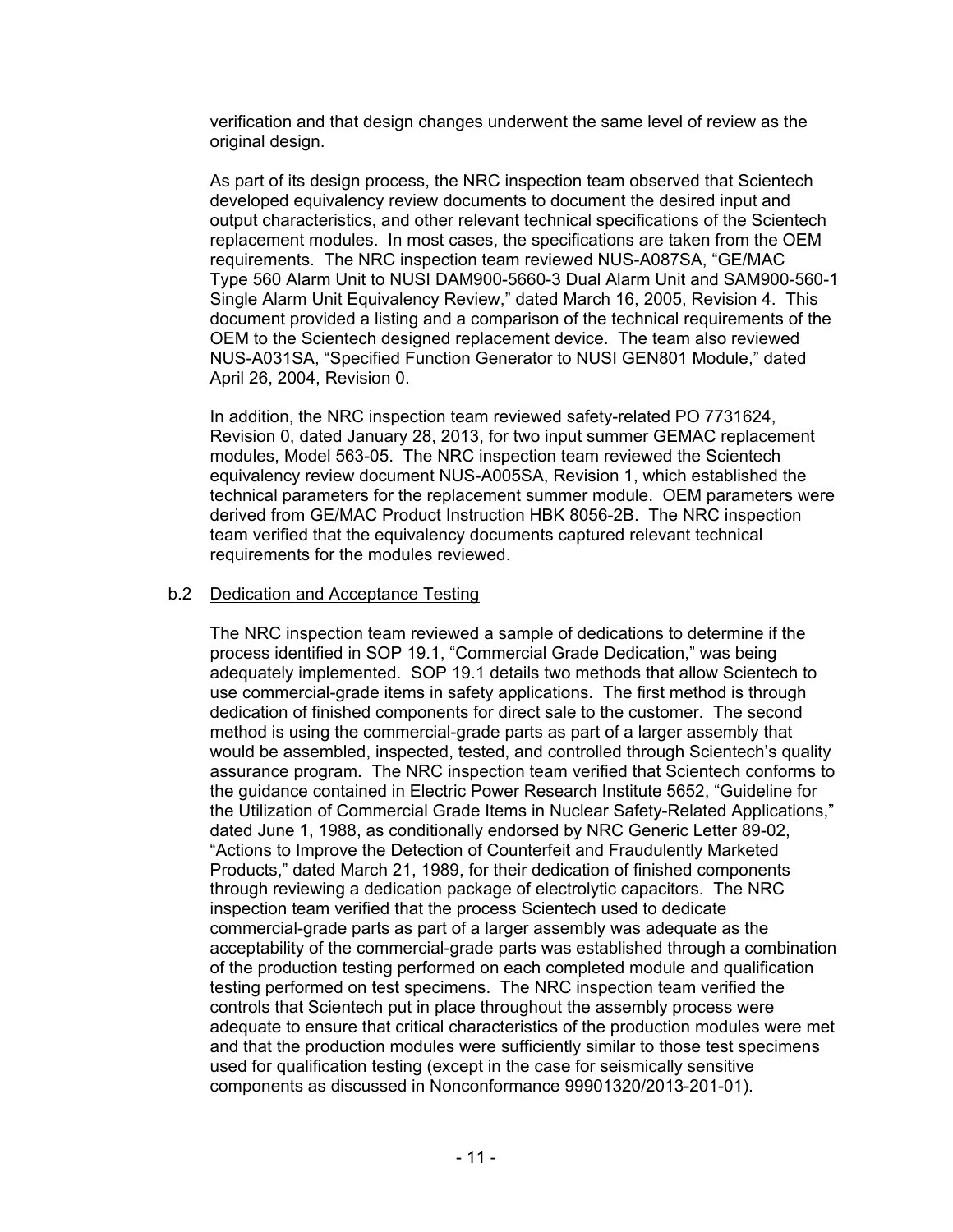verification and that design changes underwent the same level of review as the original design.

As part of its design process, the NRC inspection team observed that Scientech developed equivalency review documents to document the desired input and output characteristics, and other relevant technical specifications of the Scientech replacement modules. In most cases, the specifications are taken from the OEM requirements. The NRC inspection team reviewed NUS-A087SA, "GE/MAC Type 560 Alarm Unit to NUSI DAM900-5660-3 Dual Alarm Unit and SAM900-560-1 Single Alarm Unit Equivalency Review," dated March 16, 2005, Revision 4. This document provided a listing and a comparison of the technical requirements of the OEM to the Scientech designed replacement device. The team also reviewed NUS-A031SA, "Specified Function Generator to NUSI GEN801 Module," dated April 26, 2004, Revision 0.

In addition, the NRC inspection team reviewed safety-related PO 7731624, Revision 0, dated January 28, 2013, for two input summer GEMAC replacement modules, Model 563-05. The NRC inspection team reviewed the Scientech equivalency review document NUS-A005SA, Revision 1, which established the technical parameters for the replacement summer module. OEM parameters were derived from GE/MAC Product Instruction HBK 8056-2B. The NRC inspection team verified that the equivalency documents captured relevant technical requirements for the modules reviewed.

b.2 Dedication and Acceptance Testing

The NRC inspection team reviewed a sample of dedications to determine if the process identified in SOP 19.1, "Commercial Grade Dedication," was being adequately implemented. SOP 19.1 details two methods that allow Scientech to use commercial-grade items in safety applications. The first method is through dedication of finished components for direct sale to the customer. The second method is using the commercial-grade parts as part of a larger assembly that would be assembled, inspected, tested, and controlled through Scientech's quality assurance program. The NRC inspection team verified that Scientech conforms to the guidance contained in Electric Power Research Institute 5652, "Guideline for the Utilization of Commercial Grade Items in Nuclear Safety-Related Applications," dated June 1, 1988, as conditionally endorsed by NRC Generic Letter 89-02, "Actions to Improve the Detection of Counterfeit and Fraudulently Marketed Products," dated March 21, 1989, for their dedication of finished components through reviewing a dedication package of electrolytic capacitors. The NRC inspection team verified that the process Scientech used to dedicate commercial-grade parts as part of a larger assembly was adequate as the acceptability of the commercial-grade parts was established through a combination of the production testing performed on each completed module and qualification testing performed on test specimens. The NRC inspection team verified the controls that Scientech put in place throughout the assembly process were adequate to ensure that critical characteristics of the production modules were met and that the production modules were sufficiently similar to those test specimens used for qualification testing (except in the case for seismically sensitive components as discussed in Nonconformance 99901320/2013-201-01).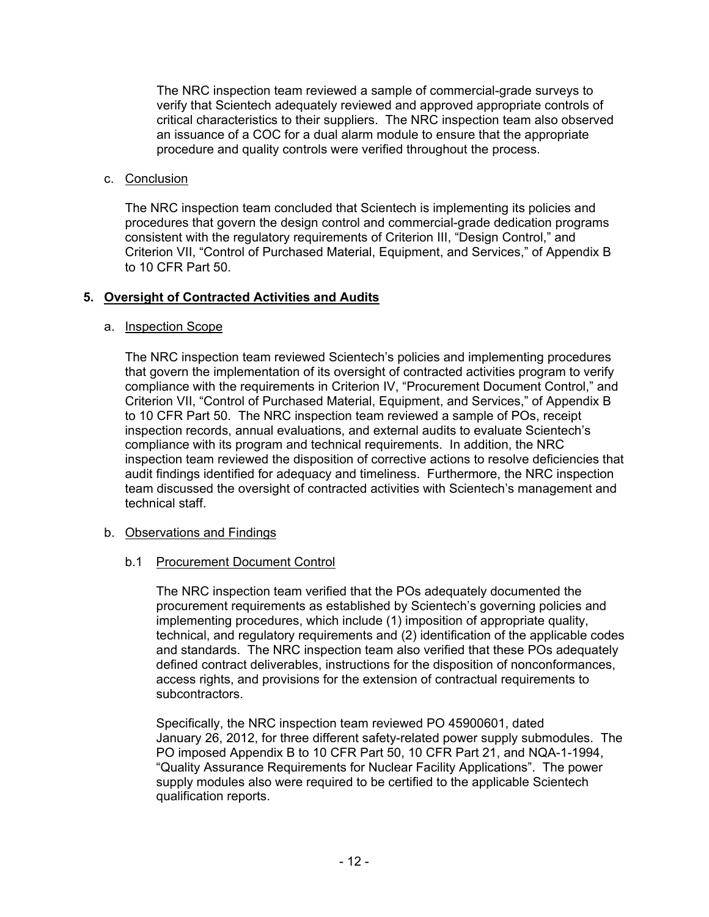The NRC inspection team reviewed a sample of commercial-grade surveys to verify that Scientech adequately reviewed and approved appropriate controls of critical characteristics to their suppliers. The NRC inspection team also observed an issuance of a COC for a dual alarm module to ensure that the appropriate procedure and quality controls were verified throughout the process.

c. Conclusion

The NRC inspection team concluded that Scientech is implementing its policies and procedures that govern the design control and commercial-grade dedication programs consistent with the regulatory requirements of Criterion III, "Design Control," and Criterion VII, "Control of Purchased Material, Equipment, and Services," of Appendix B to 10 CFR Part 50.

## 5. Oversight of Contracted Activities and Audits

a. Inspection Scope

The NRC inspection team reviewed Scientech's policies and implementing procedures that govern the implementation of its oversight of contracted activities program to verify compliance with the requirements in Criterion IV, "Procurement Document Control," and Criterion VII, "Control of Purchased Material, Equipment, and Services," of Appendix B to 10 CFR Part 50. The NRC inspection team reviewed a sample of POs, receipt inspection records, annual evaluations, and external audits to evaluate Scientech's compliance with its program and technical requirements. In addition, the NRC inspection team reviewed the disposition of corrective actions to resolve deficiencies that audit findings identified for adequacy and timeliness. Furthermore, the NRC inspection team discussed the oversight of contracted activities with Scientech's management and technical staff.

b. Observations and Findings

b.1 Procurement Document Control

The NRC inspection team verified that the POs adequately documented the procurement requirements as established by Scientech's governing policies and implementing procedures, which include (1) imposition of appropriate quality, technical, and regulatory requirements and (2) identification of the applicable codes and standards. The NRC inspection team also verified that these POs adequately defined contract deliverables, instructions for the disposition of nonconformances, access rights, and provisions for the extension of contractual requirements to subcontractors.

Specifically, the NRC inspection team reviewed PO 45900601, dated January 26, 2012, for three different safety-related power supply submodules. The PO imposed Appendix B to 10 CFR Part 50, 10 CFR Part 21, and NQA-1-1994, "Quality Assurance Requirements for Nuclear Facility Applications". The power supply modules also were required to be certified to the applicable Scientech qualification reports.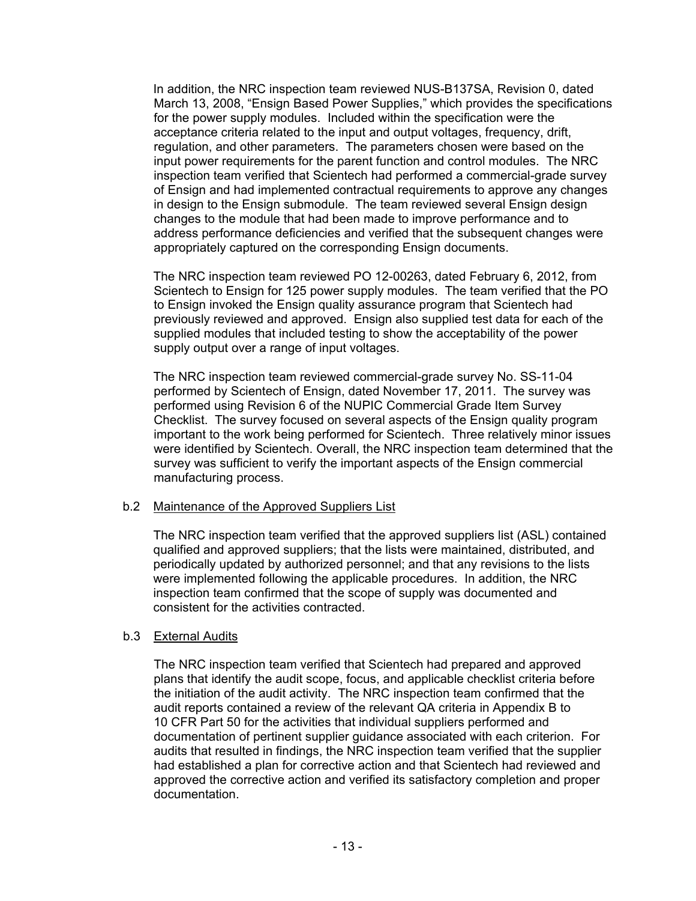In addition, the NRC inspection team reviewed NUS-B137SA, Revision 0, dated March 13, 2008, "Ensign Based Power Supplies," which provides the specifications for the power supply modules. Included within the specification were the acceptance criteria related to the input and output voltages, frequency, drift, regulation, and other parameters. The parameters chosen were based on the input power requirements for the parent function and control modules. The NRC inspection team verified that Scientech had performed a commercial-grade survey of Ensign and had implemented contractual requirements to approve any changes in design to the Ensign submodule. The team reviewed several Ensign design changes to the module that had been made to improve performance and to address performance deficiencies and verified that the subsequent changes were appropriately captured on the corresponding Ensign documents.

The NRC inspection team reviewed PO 12-00263, dated February 6, 2012, from Scientech to Ensign for 125 power supply modules. The team verified that the PO to Ensign invoked the Ensign quality assurance program that Scientech had previously reviewed and approved. Ensign also supplied test data for each of the supplied modules that included testing to show the acceptability of the power supply output over a range of input voltages.

The NRC inspection team reviewed commercial-grade survey No. SS-11-04 performed by Scientech of Ensign, dated November 17, 2011. The survey was performed using Revision 6 of the NUPIC Commercial Grade Item Survey Checklist. The survey focused on several aspects of the Ensign quality program important to the work being performed for Scientech. Three relatively minor issues were identified by Scientech. Overall, the NRC inspection team determined that the survey was sufficient to verify the important aspects of the Ensign commercial manufacturing process.

b.2 Maintenance of the Approved Suppliers List

The NRC inspection team verified that the approved suppliers list (ASL) contained qualified and approved suppliers; that the lists were maintained, distributed, and periodically updated by authorized personnel; and that any revisions to the lists were implemented following the applicable procedures. In addition, the NRC inspection team confirmed that the scope of supply was documented and consistent for the activities contracted.

b.3 External Audits

The NRC inspection team verified that Scientech had prepared and approved plans that identify the audit scope, focus, and applicable checklist criteria before the initiation of the audit activity. The NRC inspection team confirmed that the audit reports contained a review of the relevant QA criteria in Appendix B to 10 CFR Part 50 for the activities that individual suppliers performed and documentation of pertinent supplier guidance associated with each criterion. For audits that resulted in findings, the NRC inspection team verified that the supplier had established a plan for corrective action and that Scientech had reviewed and approved the corrective action and verified its satisfactory completion and proper documentation.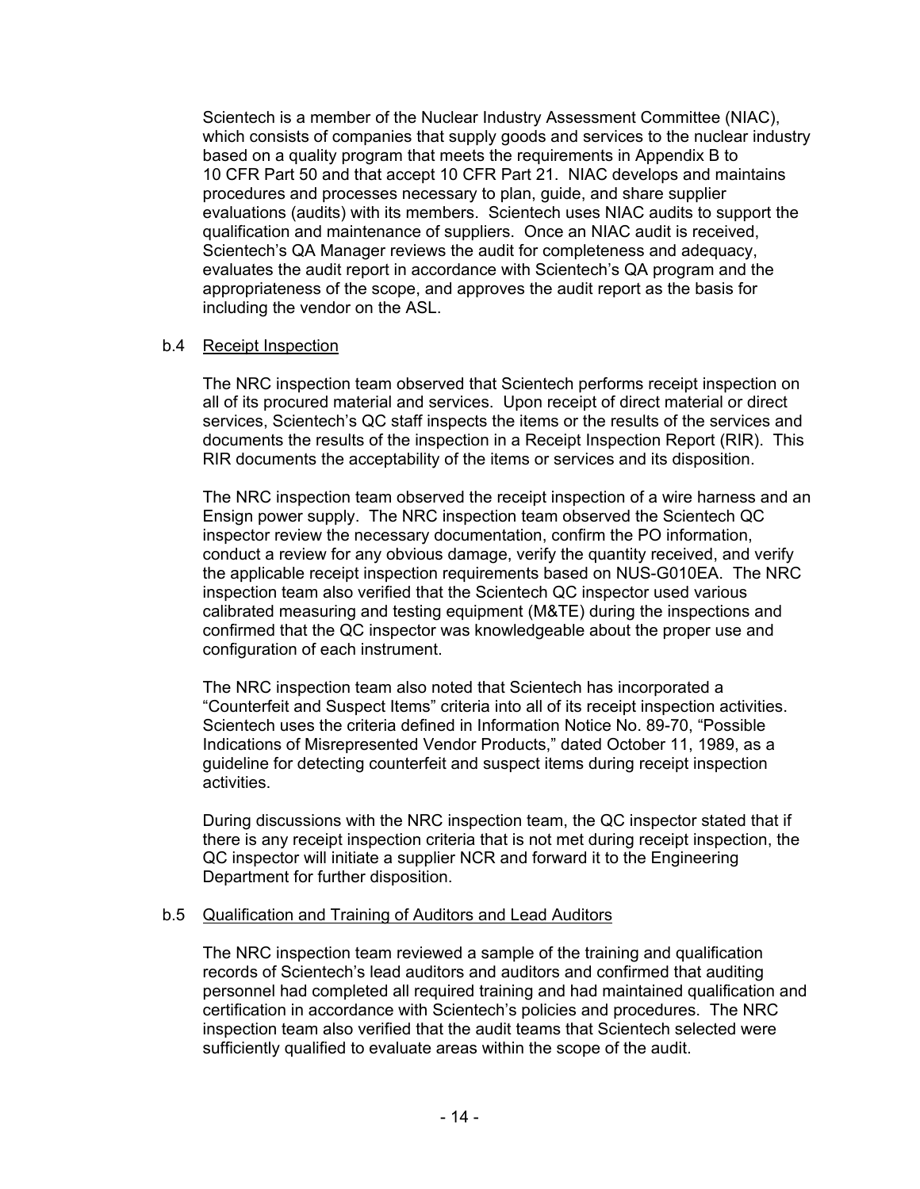Scientech is a member of the Nuclear Industry Assessment Committee (NIAC), which consists of companies that supply goods and services to the nuclear industry based on a quality program that meets the requirements in Appendix B to 10 CFR Part 50 and that accept 10 CFR Part 21. NIAC develops and maintains procedures and processes necessary to plan, guide, and share supplier evaluations (audits) with its members. Scientech uses NIAC audits to support the qualification and maintenance of suppliers. Once an NIAC audit is received, Scientech's QA Manager reviews the audit for completeness and adequacy, evaluates the audit report in accordance with Scientech's QA program and the appropriateness of the scope, and approves the audit report as the basis for including the vendor on the ASL.

b.4 Receipt Inspection

The NRC inspection team observed that Scientech performs receipt inspection on all of its procured material and services. Upon receipt of direct material or direct services, Scientech's QC staff inspects the items or the results of the services and documents the results of the inspection in a Receipt Inspection Report (RIR). This RIR documents the acceptability of the items or services and its disposition.

The NRC inspection team observed the receipt inspection of a wire harness and an Ensign power supply. The NRC inspection team observed the Scientech QC inspector review the necessary documentation, confirm the PO information, conduct a review for any obvious damage, verify the quantity received, and verify the applicable receipt inspection requirements based on NUS-G010EA. The NRC inspection team also verified that the Scientech QC inspector used various calibrated measuring and testing equipment (M&TE) during the inspections and confirmed that the QC inspector was knowledgeable about the proper use and configuration of each instrument.

The NRC inspection team also noted that Scientech has incorporated a "Counterfeit and Suspect Items" criteria into all of its receipt inspection activities. Scientech uses the criteria defined in Information Notice No. 89-70, "Possible Indications of Misrepresented Vendor Products," dated October 11, 1989, as a guideline for detecting counterfeit and suspect items during receipt inspection activities.

During discussions with the NRC inspection team, the QC inspector stated that if there is any receipt inspection criteria that is not met during receipt inspection, the QC inspector will initiate a supplier NCR and forward it to the Engineering Department for further disposition.

b.5 Qualification and Training of Auditors and Lead Auditors

The NRC inspection team reviewed a sample of the training and qualification records of Scientech's lead auditors and auditors and confirmed that auditing personnel had completed all required training and had maintained qualification and certification in accordance with Scientech's policies and procedures. The NRC inspection team also verified that the audit teams that Scientech selected were sufficiently qualified to evaluate areas within the scope of the audit.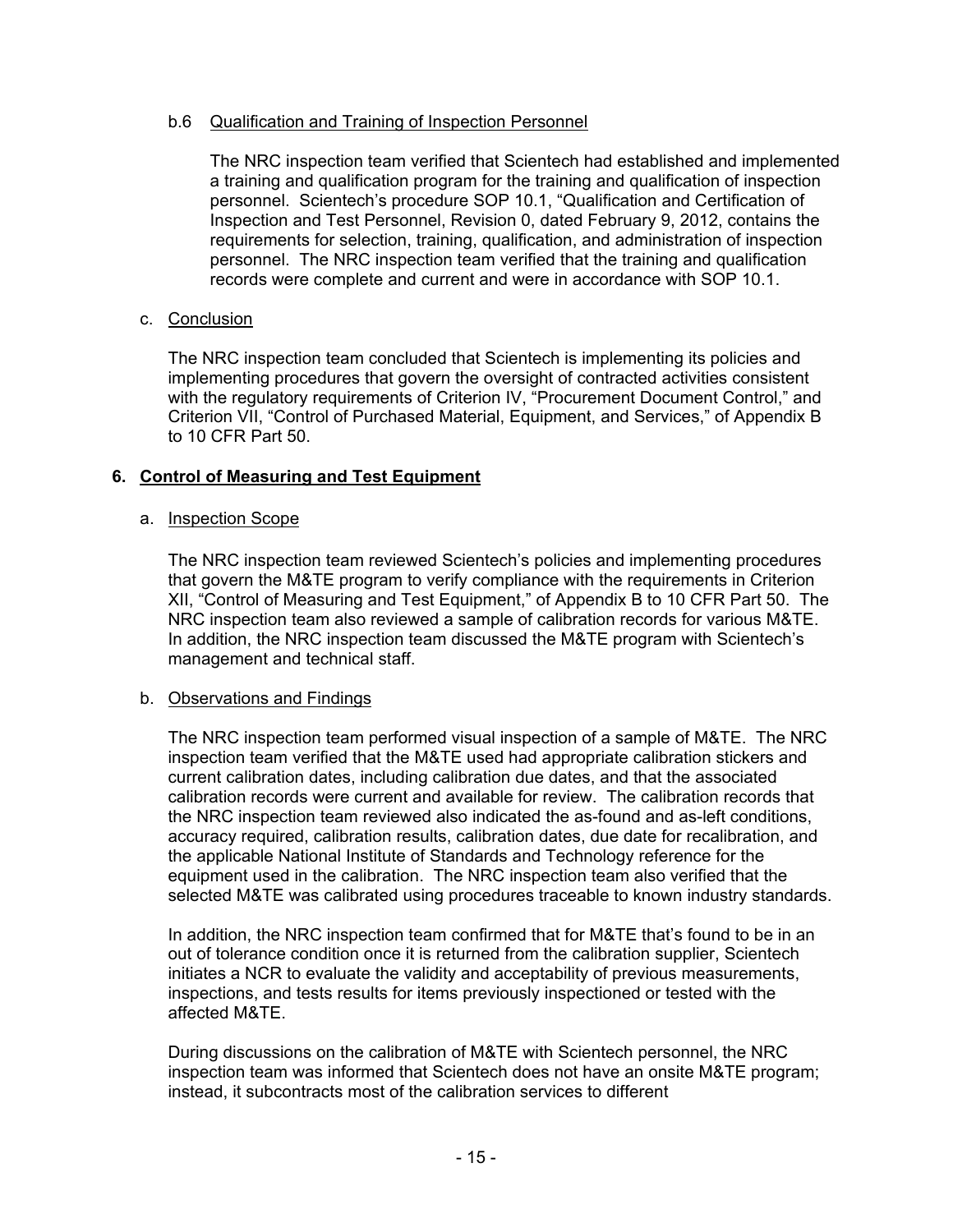b.6 Qualification and Training of Inspection Personnel

The NRC inspection team verified that Scientech had established and implemented a training and qualification program for the training and qualification of inspection personnel. Scientech's procedure SOP 10.1, "Qualification and Certification of Inspection and Test Personnel, Revision 0, dated February 9, 2012, contains the requirements for selection, training, qualification, and administration of inspection personnel. The NRC inspection team verified that the training and qualification records were complete and current and were in accordance with SOP 10.1.

c. Conclusion

The NRC inspection team concluded that Scientech is implementing its policies and implementing procedures that govern the oversight of contracted activities consistent with the regulatory requirements of Criterion IV, "Procurement Document Control," and Criterion VII, "Control of Purchased Material, Equipment, and Services," of Appendix B to 10 CFR Part 50.

## 6. Control of Measuring and Test Equipment

a. Inspection Scope

The NRC inspection team reviewed Scientech's policies and implementing procedures that govern the M&TE program to verify compliance with the requirements in Criterion XII, "Control of Measuring and Test Equipment," of Appendix B to 10 CFR Part 50. The NRC inspection team also reviewed a sample of calibration records for various M&TE. In addition, the NRC inspection team discussed the M&TE program with Scientech's management and technical staff.

b. Observations and Findings

The NRC inspection team performed visual inspection of a sample of M&TE. The NRC inspection team verified that the M&TE used had appropriate calibration stickers and current calibration dates, including calibration due dates, and that the associated calibration records were current and available for review. The calibration records that the NRC inspection team reviewed also indicated the as-found and as-left conditions, accuracy required, calibration results, calibration dates, due date for recalibration, and the applicable National Institute of Standards and Technology reference for the equipment used in the calibration. The NRC inspection team also verified that the selected M&TE was calibrated using procedures traceable to known industry standards.

In addition, the NRC inspection team confirmed that for M&TE that's found to be in an out of tolerance condition once it is returned from the calibration supplier, Scientech initiates a NCR to evaluate the validity and acceptability of previous measurements, inspections, and tests results for items previously inspectioned or tested with the affected M&TE.

During discussions on the calibration of M&TE with Scientech personnel, the NRC inspection team was informed that Scientech does not have an onsite M&TE program; instead, it subcontracts most of the calibration services to different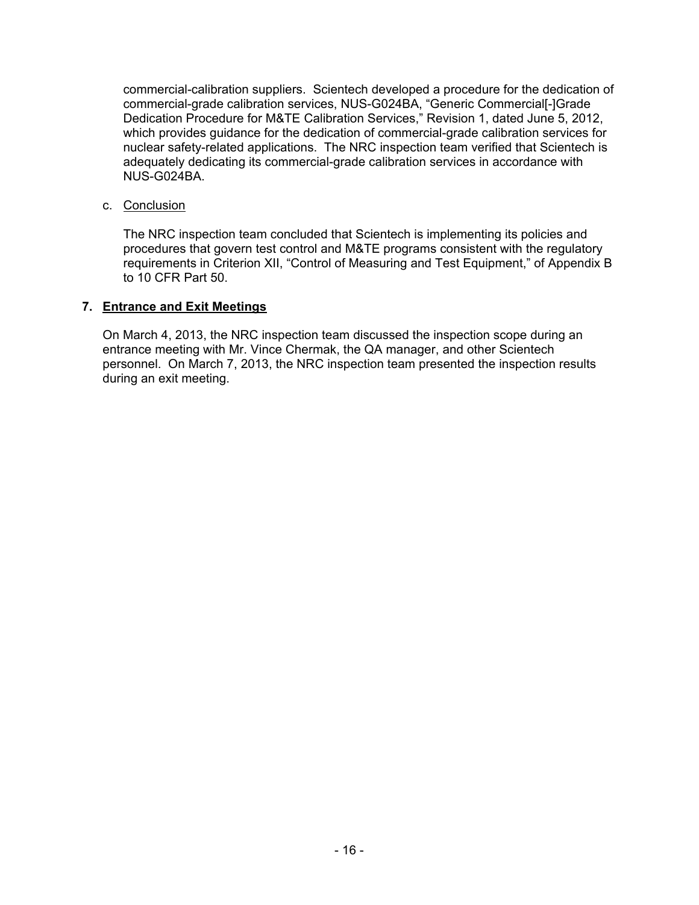commercial-calibration suppliers. Scientech developed a procedure for the dedication of commercial-grade calibration services, NUS-G024BA, "Generic Commercial[-]Grade Dedication Procedure for M&TE Calibration Services," Revision 1, dated June 5, 2012, which provides guidance for the dedication of commercial-grade calibration services for nuclear safety-related applications. The NRC inspection team verified that Scientech is adequately dedicating its commercial-grade calibration services in accordance with NUS-G024BA.

c. Conclusion

The NRC inspection team concluded that Scientech is implementing its policies and procedures that govern test control and M&TE programs consistent with the regulatory requirements in Criterion XII, "Control of Measuring and Test Equipment," of Appendix B to 10 CFR Part 50.

## 7. Entrance and Exit Meetings

On March 4, 2013, the NRC inspection team discussed the inspection scope during an entrance meeting with Mr. Vince Chermak, the QA manager, and other Scientech personnel. On March 7, 2013, the NRC inspection team presented the inspection results during an exit meeting.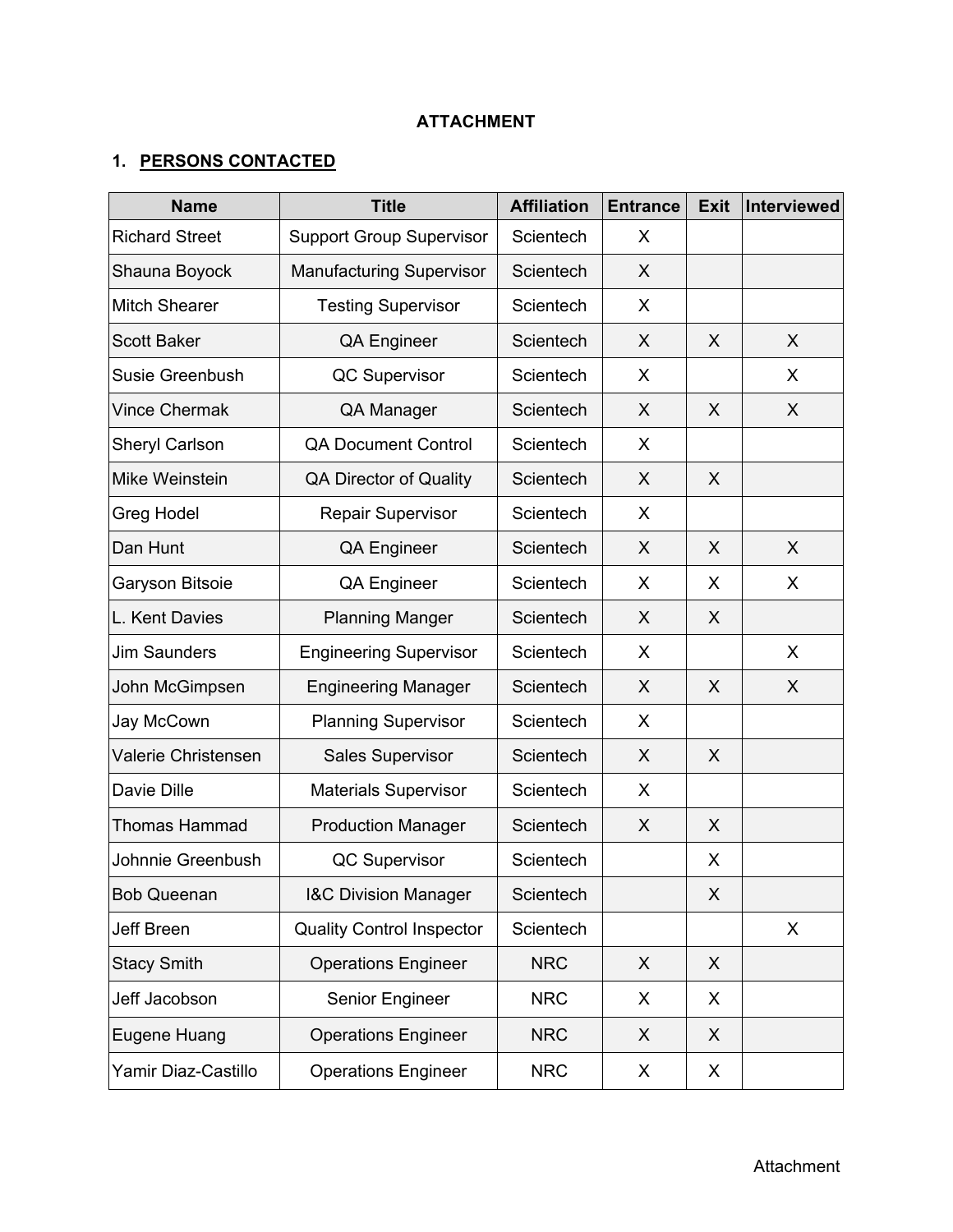**ATTACHMENT**

**1. PERSONS CONTACTED**

| Name | Title | Affiliation | Entrance | Exit | Interviewed |
|---|---|---|---|---|---|
| Richard Street | Support Group Supervisor | Scientech | X | | |
| Shauna Boyock | Manufacturing Supervisor | Scientech | X | | |
| Mitch Shearer | Testing Supervisor | Scientech | X | | |
| Scott Baker | QA Engineer | Scientech | X | X | X |
| Susie Greenbush | QC Supervisor | Scientech | X | | X |
| Vince Chermak | QA Manager | Scientech | X | X | X |
| Sheryl Carlson | QA Document Control | Scientech | X | | |
| Mike Weinstein | QA Director of Quality | Scientech | X | X | |
| Greg Hodel | Repair Supervisor | Scientech | X | | |
| Dan Hunt | QA Engineer | Scientech | X | X | X |
| Garyson Bitsoie | QA Engineer | Scientech | X | X | X |
| L. Kent Davies | Planning Manger | Scientech | X | X | |
| Jim Saunders | Engineering Supervisor | Scientech | X | | X |
| John McGimpsen | Engineering Manager | Scientech | X | X | X |
| Jay McCown | Planning Supervisor | Scientech | X | | |
| Valerie Christensen | Sales Supervisor | Scientech | X | X | |
| Davie Dille | Materials Supervisor | Scientech | X | | |
| Thomas Hammad | Production Manager | Scientech | X | X | |
| Johnnie Greenbush | QC Supervisor | Scientech | | X | |
| Bob Queenan | I&C Division Manager | Scientech | | X | |
| Jeff Breen | Quality Control Inspector | Scientech | | | X |
| Stacy Smith | Operations Engineer | NRC | X | X | |
| Jeff Jacobson | Senior Engineer | NRC | X | X | |
| Eugene Huang | Operations Engineer | NRC | X | X | |
| Yamir Diaz-Castillo | Operations Engineer | NRC | X | X | |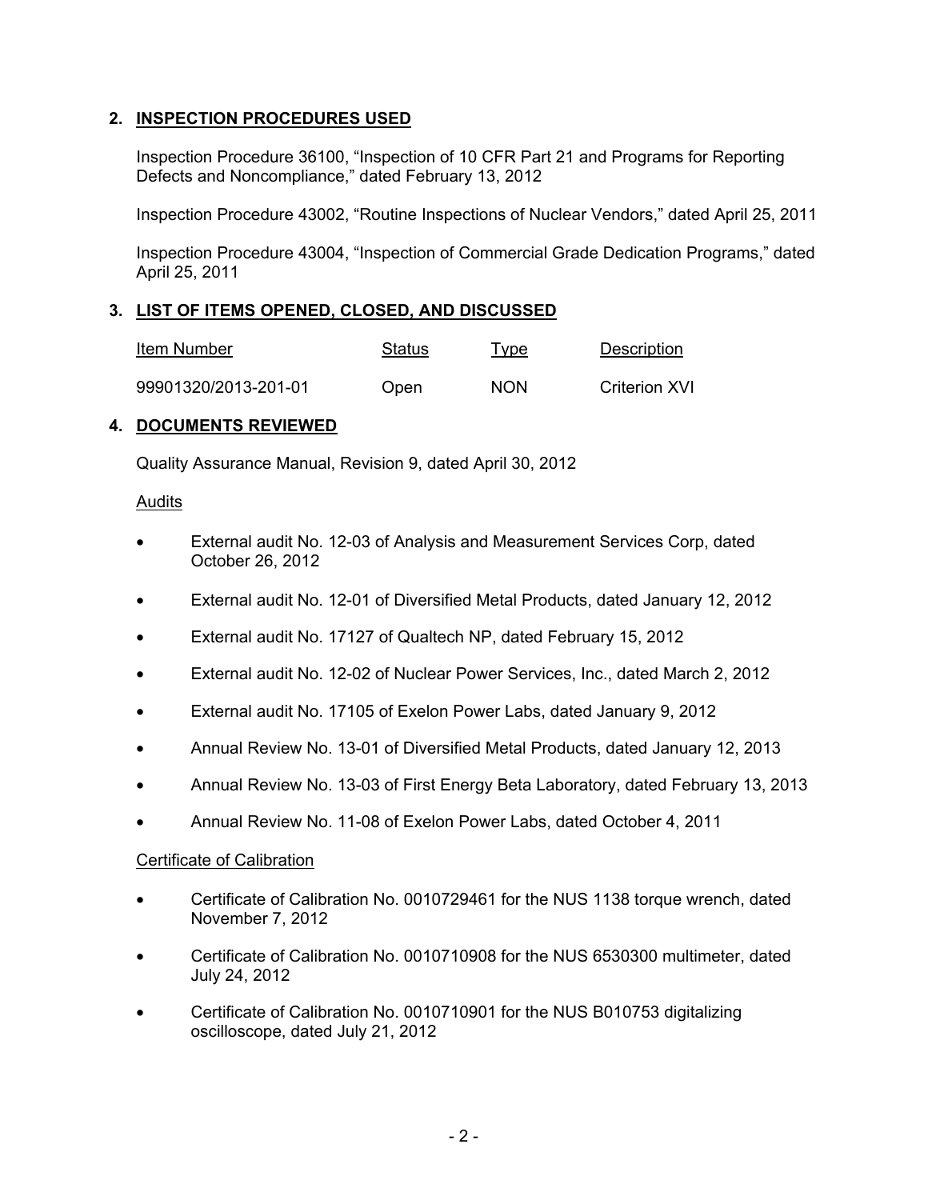## 2. INSPECTION PROCEDURES USED

Inspection Procedure 36100, "Inspection of 10 CFR Part 21 and Programs for Reporting Defects and Noncompliance," dated February 13, 2012

Inspection Procedure 43002, "Routine Inspections of Nuclear Vendors," dated April 25, 2011

Inspection Procedure 43004, "Inspection of Commercial Grade Dedication Programs," dated April 25, 2011

## 3. LIST OF ITEMS OPENED, CLOSED, AND DISCUSSED

| Item Number | Status | Type | Description |
|---|---|---|---|
| 99901320/2013-201-01 | Open | NON | Criterion XVI |

## 4. DOCUMENTS REVIEWED

Quality Assurance Manual, Revision 9, dated April 30, 2012

Audits

- External audit No. 12-03 of Analysis and Measurement Services Corp, dated October 26, 2012
- External audit No. 12-01 of Diversified Metal Products, dated January 12, 2012
- External audit No. 17127 of Qualtech NP, dated February 15, 2012
- External audit No. 12-02 of Nuclear Power Services, Inc., dated March 2, 2012
- External audit No. 17105 of Exelon Power Labs, dated January 9, 2012
- Annual Review No. 13-01 of Diversified Metal Products, dated January 12, 2013
- Annual Review No. 13-03 of First Energy Beta Laboratory, dated February 13, 2013
- Annual Review No. 11-08 of Exelon Power Labs, dated October 4, 2011

Certificate of Calibration

- Certificate of Calibration No. 0010729461 for the NUS 1138 torque wrench, dated November 7, 2012
- Certificate of Calibration No. 0010710908 for the NUS 6530300 multimeter, dated July 24, 2012
- Certificate of Calibration No. 0010710901 for the NUS B010753 digitalizing oscilloscope, dated July 21, 2012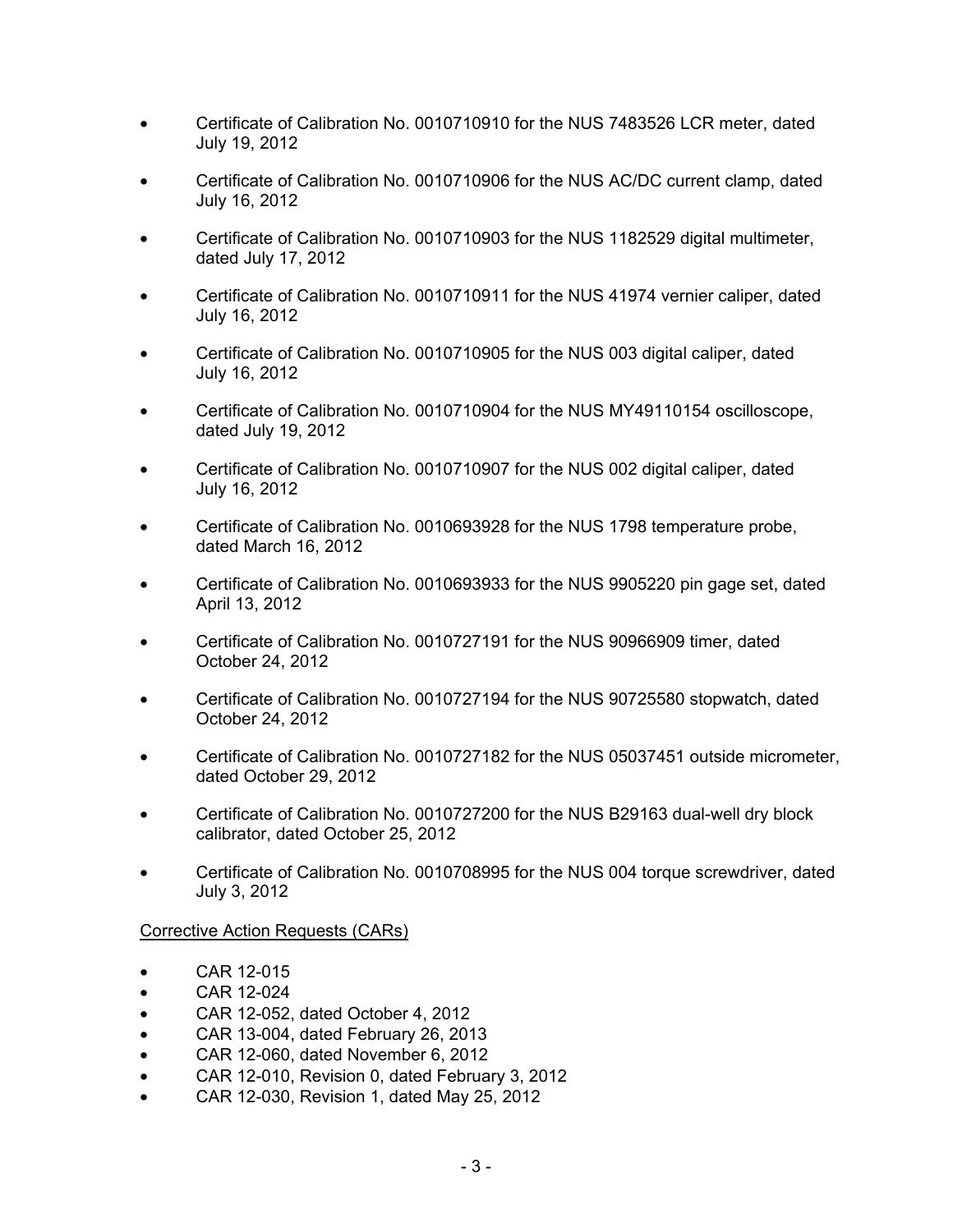- Certificate of Calibration No. 0010710910 for the NUS 7483526 LCR meter, dated July 19, 2012
- Certificate of Calibration No. 0010710906 for the NUS AC/DC current clamp, dated July 16, 2012
- Certificate of Calibration No. 0010710903 for the NUS 1182529 digital multimeter, dated July 17, 2012
- Certificate of Calibration No. 0010710911 for the NUS 41974 vernier caliper, dated July 16, 2012
- Certificate of Calibration No. 0010710905 for the NUS 003 digital caliper, dated July 16, 2012
- Certificate of Calibration No. 0010710904 for the NUS MY49110154 oscilloscope, dated July 19, 2012
- Certificate of Calibration No. 0010710907 for the NUS 002 digital caliper, dated July 16, 2012
- Certificate of Calibration No. 0010693928 for the NUS 1798 temperature probe, dated March 16, 2012
- Certificate of Calibration No. 0010693933 for the NUS 9905220 pin gage set, dated April 13, 2012
- Certificate of Calibration No. 0010727191 for the NUS 90966909 timer, dated October 24, 2012
- Certificate of Calibration No. 0010727194 for the NUS 90725580 stopwatch, dated October 24, 2012
- Certificate of Calibration No. 0010727182 for the NUS 05037451 outside micrometer, dated October 29, 2012
- Certificate of Calibration No. 0010727200 for the NUS B29163 dual-well dry block calibrator, dated October 25, 2012
- Certificate of Calibration No. 0010708995 for the NUS 004 torque screwdriver, dated July 3, 2012

Corrective Action Requests (CARs)

- CAR 12-015
- CAR 12-024
- CAR 12-052, dated October 4, 2012
- CAR 13-004, dated February 26, 2013
- CAR 12-060, dated November 6, 2012
- CAR 12-010, Revision 0, dated February 3, 2012
- CAR 12-030, Revision 1, dated May 25, 2012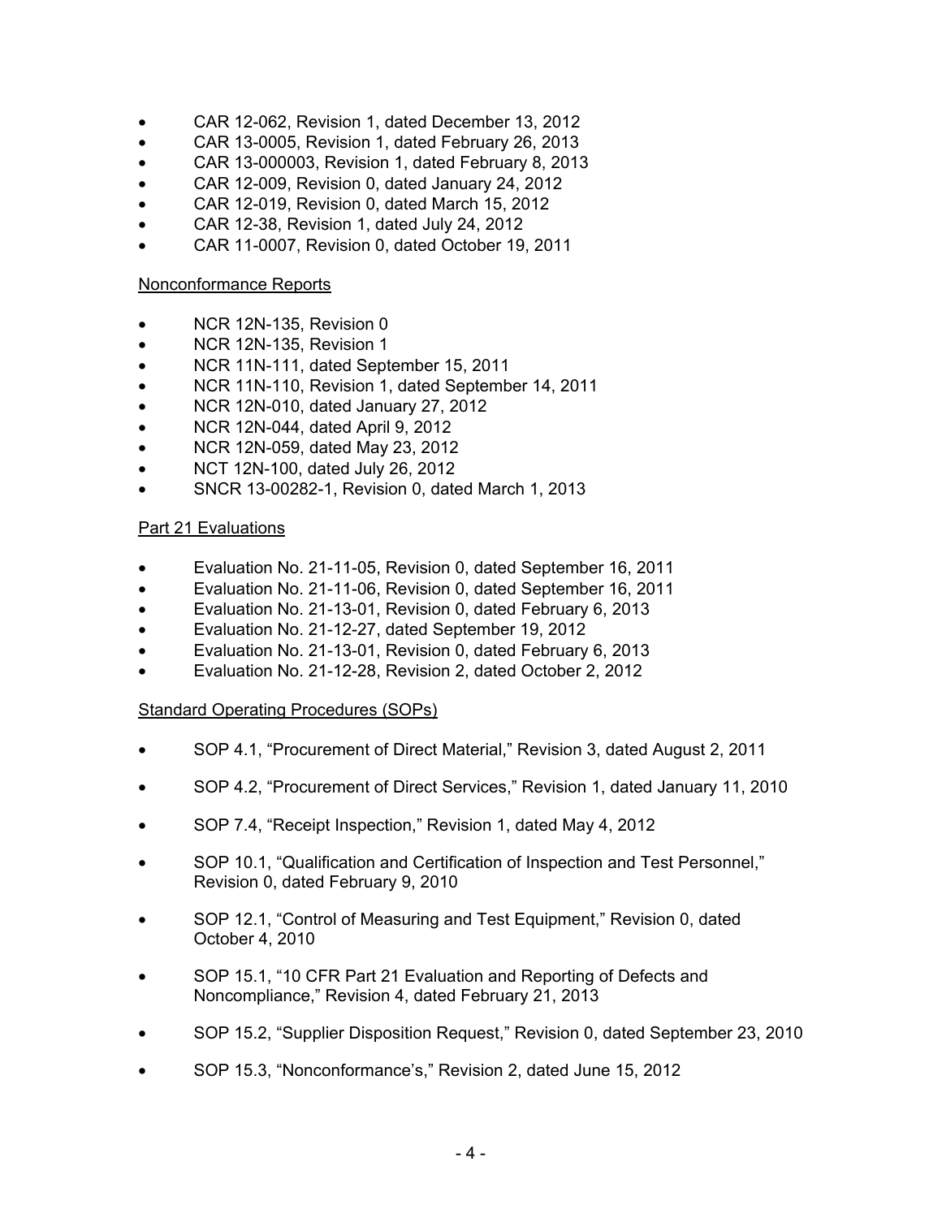- CAR 12-062, Revision 1, dated December 13, 2012
- CAR 13-0005, Revision 1, dated February 26, 2013
- CAR 13-000003, Revision 1, dated February 8, 2013
- CAR 12-009, Revision 0, dated January 24, 2012
- CAR 12-019, Revision 0, dated March 15, 2012
- CAR 12-38, Revision 1, dated July 24, 2012
- CAR 11-0007, Revision 0, dated October 19, 2011

Nonconformance Reports

- NCR 12N-135, Revision 0
- NCR 12N-135, Revision 1
- NCR 11N-111, dated September 15, 2011
- NCR 11N-110, Revision 1, dated September 14, 2011
- NCR 12N-010, dated January 27, 2012
- NCR 12N-044, dated April 9, 2012
- NCR 12N-059, dated May 23, 2012
- NCT 12N-100, dated July 26, 2012
- SNCR 13-00282-1, Revision 0, dated March 1, 2013

Part 21 Evaluations

- Evaluation No. 21-11-05, Revision 0, dated September 16, 2011
- Evaluation No. 21-11-06, Revision 0, dated September 16, 2011
- Evaluation No. 21-13-01, Revision 0, dated February 6, 2013
- Evaluation No. 21-12-27, dated September 19, 2012
- Evaluation No. 21-13-01, Revision 0, dated February 6, 2013
- Evaluation No. 21-12-28, Revision 2, dated October 2, 2012

Standard Operating Procedures (SOPs)

- SOP 4.1, "Procurement of Direct Material," Revision 3, dated August 2, 2011
- SOP 4.2, "Procurement of Direct Services," Revision 1, dated January 11, 2010
- SOP 7.4, "Receipt Inspection," Revision 1, dated May 4, 2012
- SOP 10.1, "Qualification and Certification of Inspection and Test Personnel," Revision 0, dated February 9, 2010
- SOP 12.1, "Control of Measuring and Test Equipment," Revision 0, dated October 4, 2010
- SOP 15.1, "10 CFR Part 21 Evaluation and Reporting of Defects and Noncompliance," Revision 4, dated February 21, 2013
- SOP 15.2, "Supplier Disposition Request," Revision 0, dated September 23, 2010
- SOP 15.3, "Nonconformance's," Revision 2, dated June 15, 2012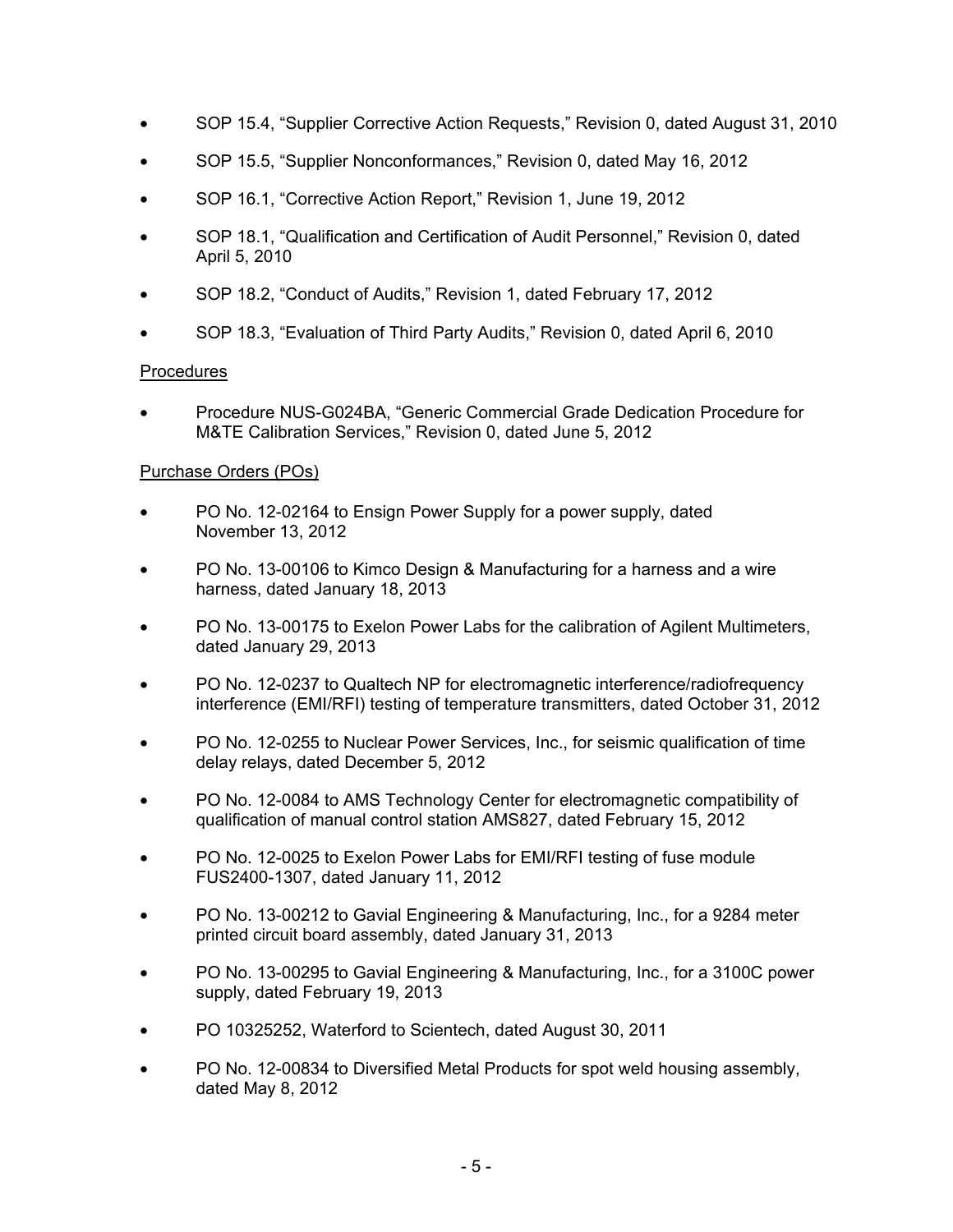- SOP 15.4, "Supplier Corrective Action Requests," Revision 0, dated August 31, 2010
- SOP 15.5, "Supplier Nonconformances," Revision 0, dated May 16, 2012
- SOP 16.1, "Corrective Action Report," Revision 1, June 19, 2012
- SOP 18.1, "Qualification and Certification of Audit Personnel," Revision 0, dated April 5, 2010
- SOP 18.2, "Conduct of Audits," Revision 1, dated February 17, 2012
- SOP 18.3, "Evaluation of Third Party Audits," Revision 0, dated April 6, 2010

Procedures

- Procedure NUS-G024BA, "Generic Commercial Grade Dedication Procedure for M&TE Calibration Services," Revision 0, dated June 5, 2012

Purchase Orders (POs)

- PO No. 12-02164 to Ensign Power Supply for a power supply, dated November 13, 2012
- PO No. 13-00106 to Kimco Design & Manufacturing for a harness and a wire harness, dated January 18, 2013
- PO No. 13-00175 to Exelon Power Labs for the calibration of Agilent Multimeters, dated January 29, 2013
- PO No. 12-0237 to Qualtech NP for electromagnetic interference/radiofrequency interference (EMI/RFI) testing of temperature transmitters, dated October 31, 2012
- PO No. 12-0255 to Nuclear Power Services, Inc., for seismic qualification of time delay relays, dated December 5, 2012
- PO No. 12-0084 to AMS Technology Center for electromagnetic compatibility of qualification of manual control station AMS827, dated February 15, 2012
- PO No. 12-0025 to Exelon Power Labs for EMI/RFI testing of fuse module FUS2400-1307, dated January 11, 2012
- PO No. 13-00212 to Gavial Engineering & Manufacturing, Inc., for a 9284 meter printed circuit board assembly, dated January 31, 2013
- PO No. 13-00295 to Gavial Engineering & Manufacturing, Inc., for a 3100C power supply, dated February 19, 2013
- PO 10325252, Waterford to Scientech, dated August 30, 2011
- PO No. 12-00834 to Diversified Metal Products for spot weld housing assembly, dated May 8, 2012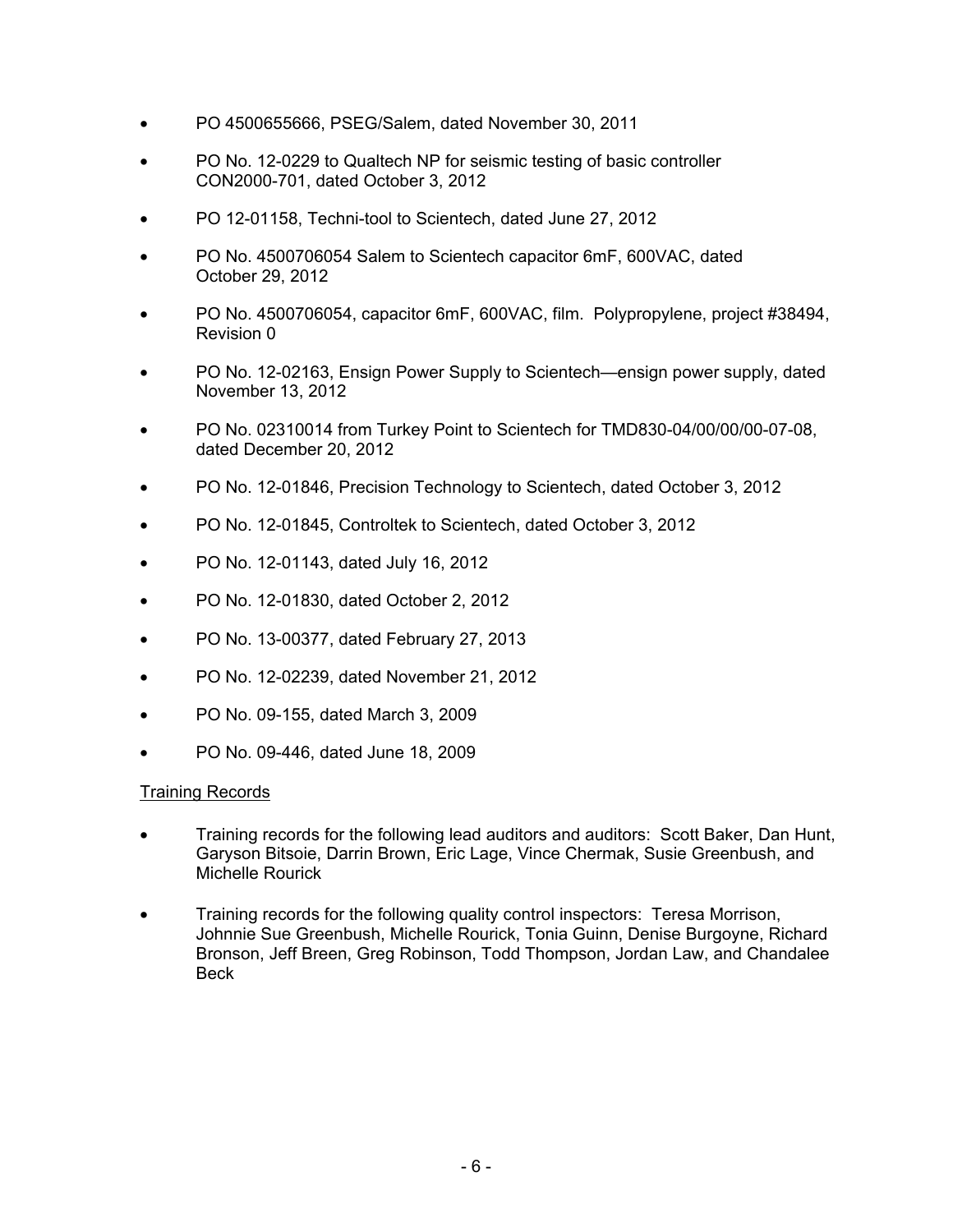- PO 4500655666, PSEG/Salem, dated November 30, 2011
- PO No. 12-0229 to Qualtech NP for seismic testing of basic controller CON2000-701, dated October 3, 2012
- PO 12-01158, Techni-tool to Scientech, dated June 27, 2012
- PO No. 4500706054 Salem to Scientech capacitor 6mF, 600VAC, dated October 29, 2012
- PO No. 4500706054, capacitor 6mF, 600VAC, film. Polypropylene, project #38494, Revision 0
- PO No. 12-02163, Ensign Power Supply to Scientech—ensign power supply, dated November 13, 2012
- PO No. 02310014 from Turkey Point to Scientech for TMD830-04/00/00/00-07-08, dated December 20, 2012
- PO No. 12-01846, Precision Technology to Scientech, dated October 3, 2012
- PO No. 12-01845, Controltek to Scientech, dated October 3, 2012
- PO No. 12-01143, dated July 16, 2012
- PO No. 12-01830, dated October 2, 2012
- PO No. 13-00377, dated February 27, 2013
- PO No. 12-02239, dated November 21, 2012
- PO No. 09-155, dated March 3, 2009
- PO No. 09-446, dated June 18, 2009

Training Records

- Training records for the following lead auditors and auditors: Scott Baker, Dan Hunt, Garyson Bitsoie, Darrin Brown, Eric Lage, Vince Chermak, Susie Greenbush, and Michelle Rourick
- Training records for the following quality control inspectors: Teresa Morrison, Johnnie Sue Greenbush, Michelle Rourick, Tonia Guinn, Denise Burgoyne, Richard Bronson, Jeff Breen, Greg Robinson, Todd Thompson, Jordan Law, and Chandalee Beck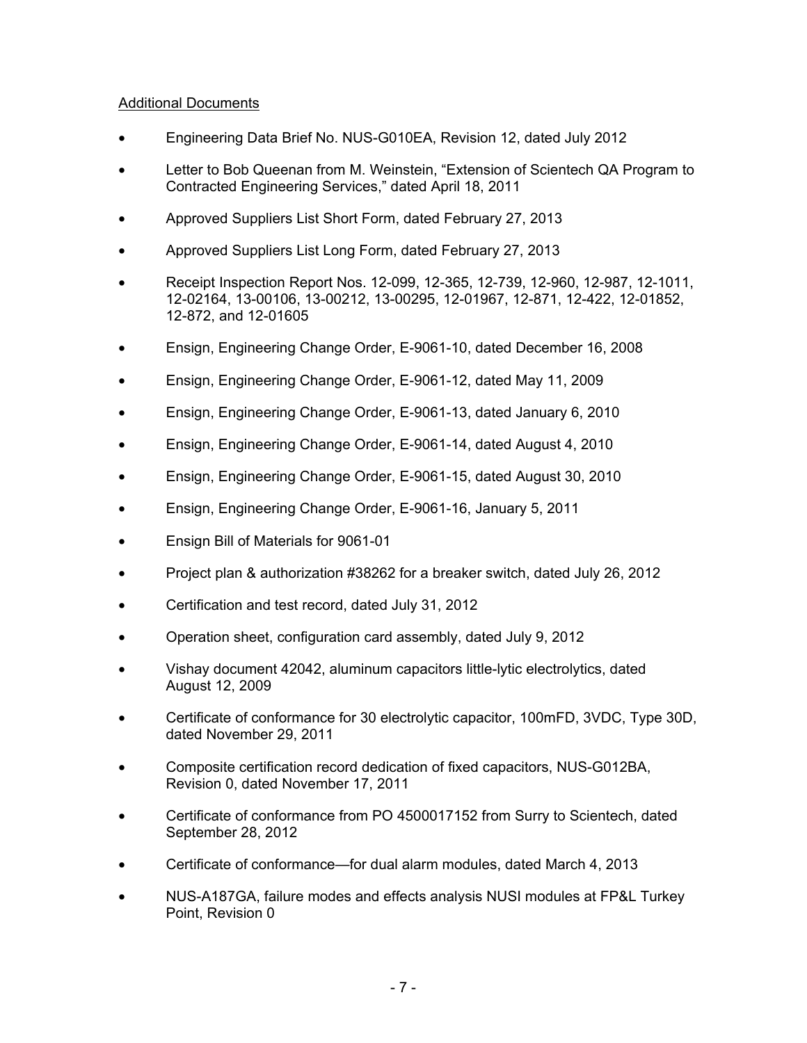Additional Documents

- Engineering Data Brief No. NUS-G010EA, Revision 12, dated July 2012
- Letter to Bob Queenan from M. Weinstein, "Extension of Scientech QA Program to Contracted Engineering Services," dated April 18, 2011
- Approved Suppliers List Short Form, dated February 27, 2013
- Approved Suppliers List Long Form, dated February 27, 2013
- Receipt Inspection Report Nos. 12-099, 12-365, 12-739, 12-960, 12-987, 12-1011, 12-02164, 13-00106, 13-00212, 13-00295, 12-01967, 12-871, 12-422, 12-01852, 12-872, and 12-01605
- Ensign, Engineering Change Order, E-9061-10, dated December 16, 2008
- Ensign, Engineering Change Order, E-9061-12, dated May 11, 2009
- Ensign, Engineering Change Order, E-9061-13, dated January 6, 2010
- Ensign, Engineering Change Order, E-9061-14, dated August 4, 2010
- Ensign, Engineering Change Order, E-9061-15, dated August 30, 2010
- Ensign, Engineering Change Order, E-9061-16, January 5, 2011
- Ensign Bill of Materials for 9061-01
- Project plan & authorization #38262 for a breaker switch, dated July 26, 2012
- Certification and test record, dated July 31, 2012
- Operation sheet, configuration card assembly, dated July 9, 2012
- Vishay document 42042, aluminum capacitors little-lytic electrolytics, dated August 12, 2009
- Certificate of conformance for 30 electrolytic capacitor, 100mFD, 3VDC, Type 30D, dated November 29, 2011
- Composite certification record dedication of fixed capacitors, NUS-G012BA, Revision 0, dated November 17, 2011
- Certificate of conformance from PO 4500017152 from Surry to Scientech, dated September 28, 2012
- Certificate of conformance—for dual alarm modules, dated March 4, 2013
- NUS-A187GA, failure modes and effects analysis NUSI modules at FP&L Turkey Point, Revision 0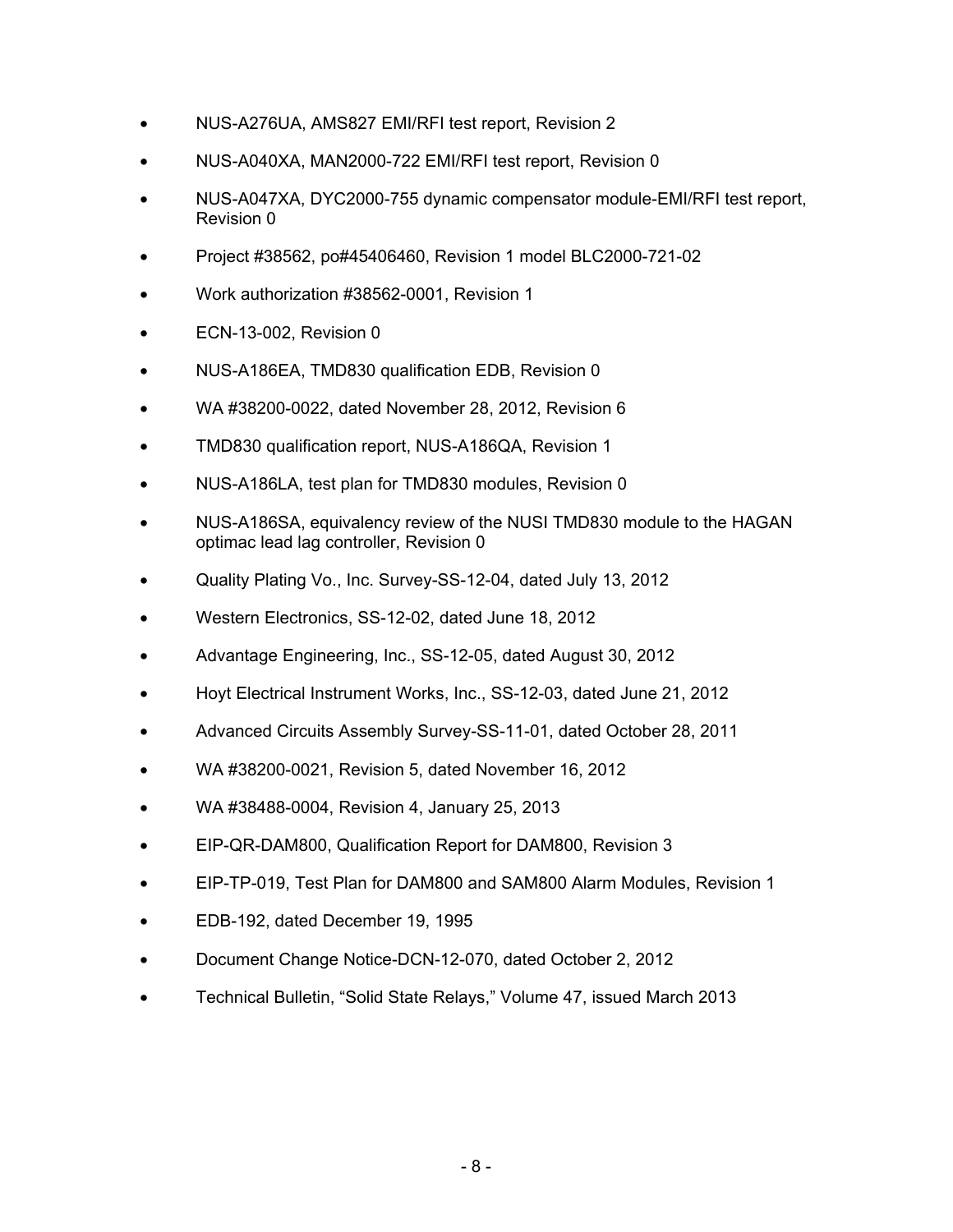- NUS-A276UA, AMS827 EMI/RFI test report, Revision 2
- NUS-A040XA, MAN2000-722 EMI/RFI test report, Revision 0
- NUS-A047XA, DYC2000-755 dynamic compensator module-EMI/RFI test report, Revision 0
- Project #38562, po#45406460, Revision 1 model BLC2000-721-02
- Work authorization #38562-0001, Revision 1
- ECN-13-002, Revision 0
- NUS-A186EA, TMD830 qualification EDB, Revision 0
- WA #38200-0022, dated November 28, 2012, Revision 6
- TMD830 qualification report, NUS-A186QA, Revision 1
- NUS-A186LA, test plan for TMD830 modules, Revision 0
- NUS-A186SA, equivalency review of the NUSI TMD830 module to the HAGAN optimac lead lag controller, Revision 0
- Quality Plating Vo., Inc. Survey-SS-12-04, dated July 13, 2012
- Western Electronics, SS-12-02, dated June 18, 2012
- Advantage Engineering, Inc., SS-12-05, dated August 30, 2012
- Hoyt Electrical Instrument Works, Inc., SS-12-03, dated June 21, 2012
- Advanced Circuits Assembly Survey-SS-11-01, dated October 28, 2011
- WA #38200-0021, Revision 5, dated November 16, 2012
- WA #38488-0004, Revision 4, January 25, 2013
- EIP-QR-DAM800, Qualification Report for DAM800, Revision 3
- EIP-TP-019, Test Plan for DAM800 and SAM800 Alarm Modules, Revision 1
- EDB-192, dated December 19, 1995
- Document Change Notice-DCN-12-070, dated October 2, 2012
- Technical Bulletin, "Solid State Relays," Volume 47, issued March 2013